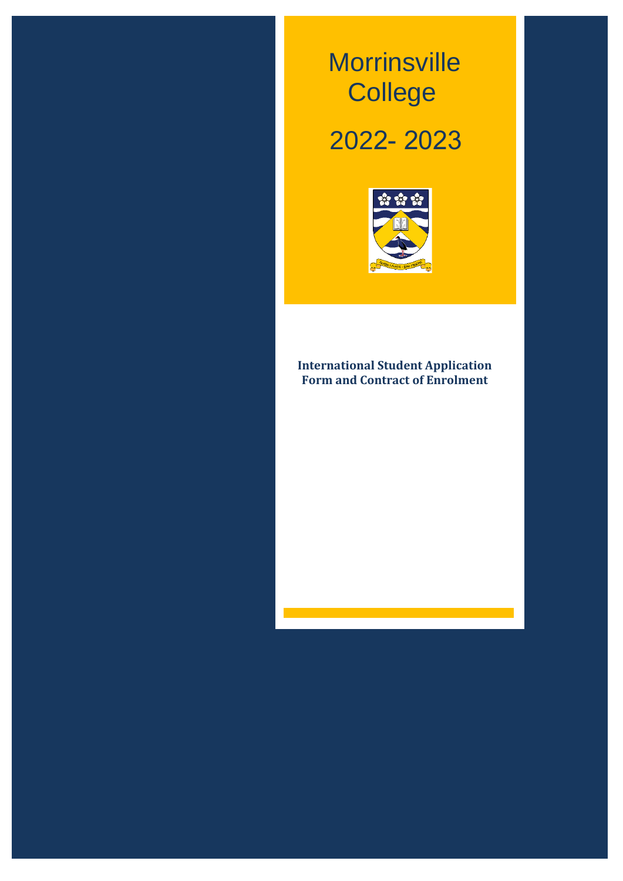# Morrinsville College

# 2022- 2023

**International Student Application Form and Contract of Enrolment**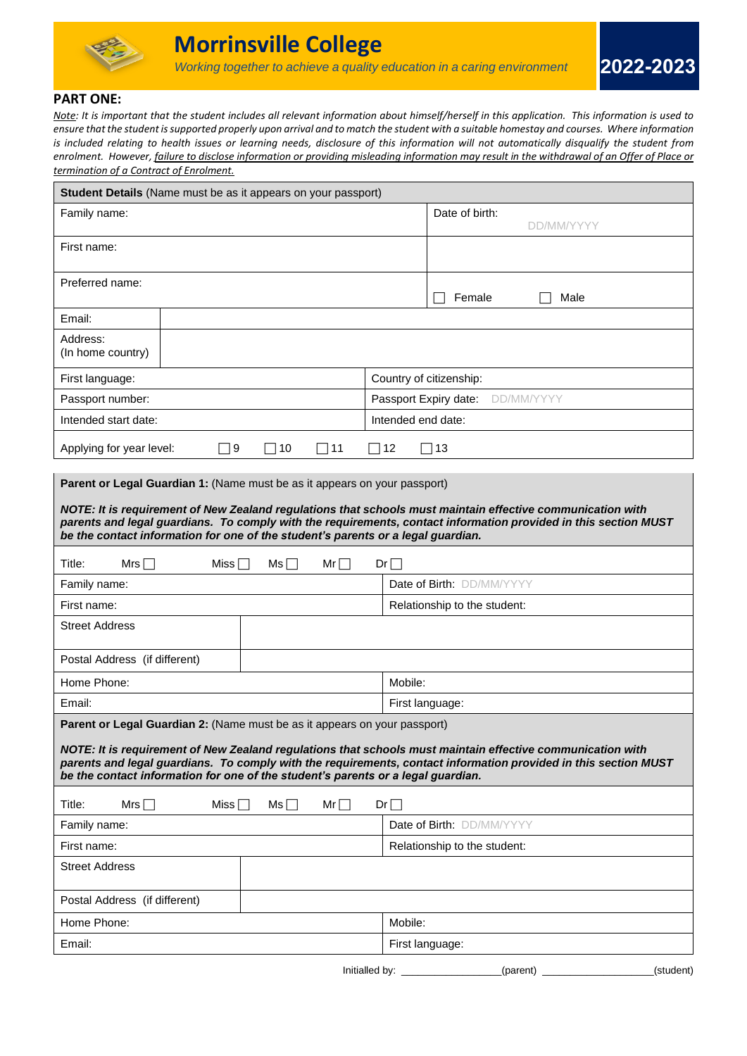# Morrinsville College

*Working together to achieve a quality education in a caring environment*

**2022-2023**

## PART ONE:

*Note: It is important that the student includes all relevant information about himself/herself in this application. This information is used to ensure that the student is supported properly upon arrival and to match the student with a suitable homestay and courses. Where information is included relating to health issues or learning needs, disclosure of this information will not automatically disqualify the student from enrolment. However, failure to disclose information or providing misleading information may result in the withdrawal of an Offer of Place or termination of a Contract of Enrolment.*

| **Student Details** (Name must be as it appears on your passport) | |
|---|---|
| Family name: | Date of birth: DD/MM/YYYY |
| First name: | |
| Preferred name: | ☐ Female ☐ Male |
| Email: | |
| Address: (In home country) | |
| First language: | Country of citizenship: |
| Passport number: | Passport Expiry date: DD/MM/YYYY |
| Intended start date: | Intended end date: |
| Applying for year level: ☐ 9 ☐ 10 ☐ 11 ☐ 12 ☐ 13 | |

| **Parent or Legal Guardian 1:** (Name must be as it appears on your passport) | |
|---|---|
| ***NOTE: It is requirement of New Zealand regulations that schools must maintain effective communication with parents and legal guardians. To comply with the requirements, contact information provided in this section MUST be the contact information for one of the student's parents or a legal guardian.*** | |
| Title: Mrs ☐ Miss ☐ Ms ☐ Mr ☐ Dr ☐ | |
| Family name: | Date of Birth: DD/MM/YYYY |
| First name: | Relationship to the student: |
| Street Address | |
| Postal Address (if different) | |
| Home Phone: | Mobile: |
| Email: | First language: |

| **Parent or Legal Guardian 2:** (Name must be as it appears on your passport) | |
|---|---|
| ***NOTE: It is requirement of New Zealand regulations that schools must maintain effective communication with parents and legal guardians. To comply with the requirements, contact information provided in this section MUST be the contact information for one of the student's parents or a legal guardian.*** | |
| Title: Mrs ☐ Miss ☐ Ms ☐ Mr ☐ Dr ☐ | |
| Family name: | Date of Birth: DD/MM/YYYY |
| First name: | Relationship to the student: |
| Street Address | |
| Postal Address (if different) | |
| Home Phone: | Mobile: |
| Email: | First language: |

Initialled by: _________________(parent) ___________________(student)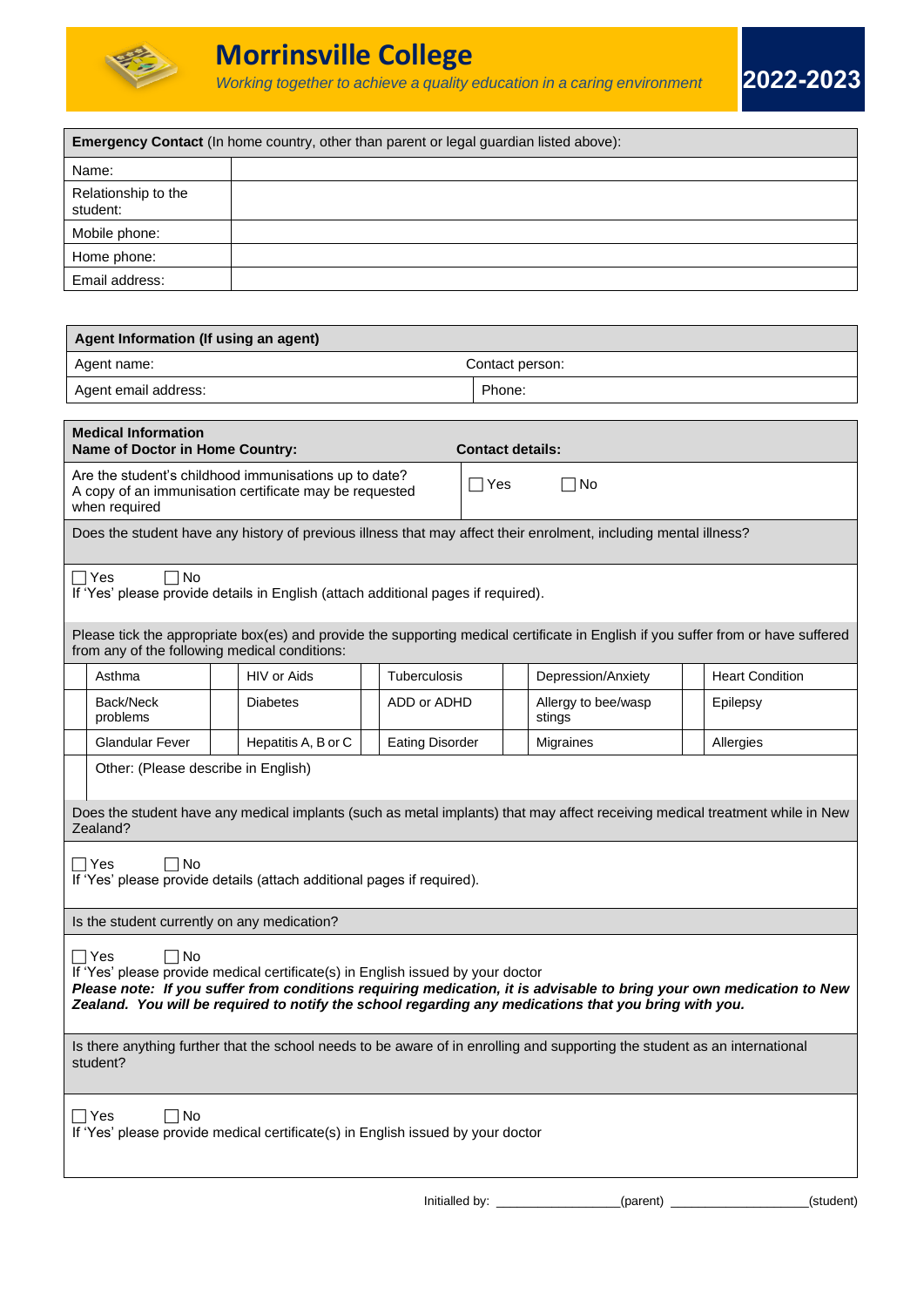# Morrinsville College

*Working together to achieve a quality education in a caring environment*

**2022-2023**

| **Emergency Contact** (In home country, other than parent or legal guardian listed above): | |
|---|---|
| Name: | |
| Relationship to the student: | |
| Mobile phone: | |
| Home phone: | |
| Email address: | |

| **Agent Information (If using an agent)** | |
|---|---|
| Agent name: | Contact person: |
| Agent email address: | Phone: |

**Medical Information**

**Name of Doctor in Home Country:** **Contact details:**

| Are the student's childhood immunisations up to date? A copy of an immunisation certificate may be requested when required | ☐ Yes ☐ No |
|---|---|

Does the student have any history of previous illness that may affect their enrolment, including mental illness?

☐ Yes ☐ No

If 'Yes' please provide details in English (attach additional pages if required).

Please tick the appropriate box(es) and provide the supporting medical certificate in English if you suffer from or have suffered from any of the following medical conditions:

| | | | | | | | | | |
|---|---|---|---|---|---|---|---|---|---|
| ☐ | Asthma | ☐ | HIV or Aids | ☐ | Tuberculosis | ☐ | Depression/Anxiety | ☐ | Heart Condition |
| ☐ | Back/Neck problems | ☐ | Diabetes | ☐ | ADD or ADHD | ☐ | Allergy to bee/wasp stings | ☐ | Epilepsy |
| ☐ | Glandular Fever | ☐ | Hepatitis A, B or C | ☐ | Eating Disorder | ☐ | Migraines | ☐ | Allergies |
| ☐ | Other: (Please describe in English) | | | | | | | | |

Does the student have any medical implants (such as metal implants) that may affect receiving medical treatment while in New Zealand?

☐ Yes ☐ No

If 'Yes' please provide details (attach additional pages if required).

Is the student currently on any medication?

☐ Yes ☐ No

If 'Yes' please provide medical certificate(s) in English issued by your doctor

***Please note: If you suffer from conditions requiring medication, it is advisable to bring your own medication to New Zealand. You will be required to notify the school regarding any medications that you bring with you.***

Is there anything further that the school needs to be aware of in enrolling and supporting the student as an international student?

☐ Yes ☐ No

If 'Yes' please provide medical certificate(s) in English issued by your doctor

Initialled by: _________________(parent) ___________________(student)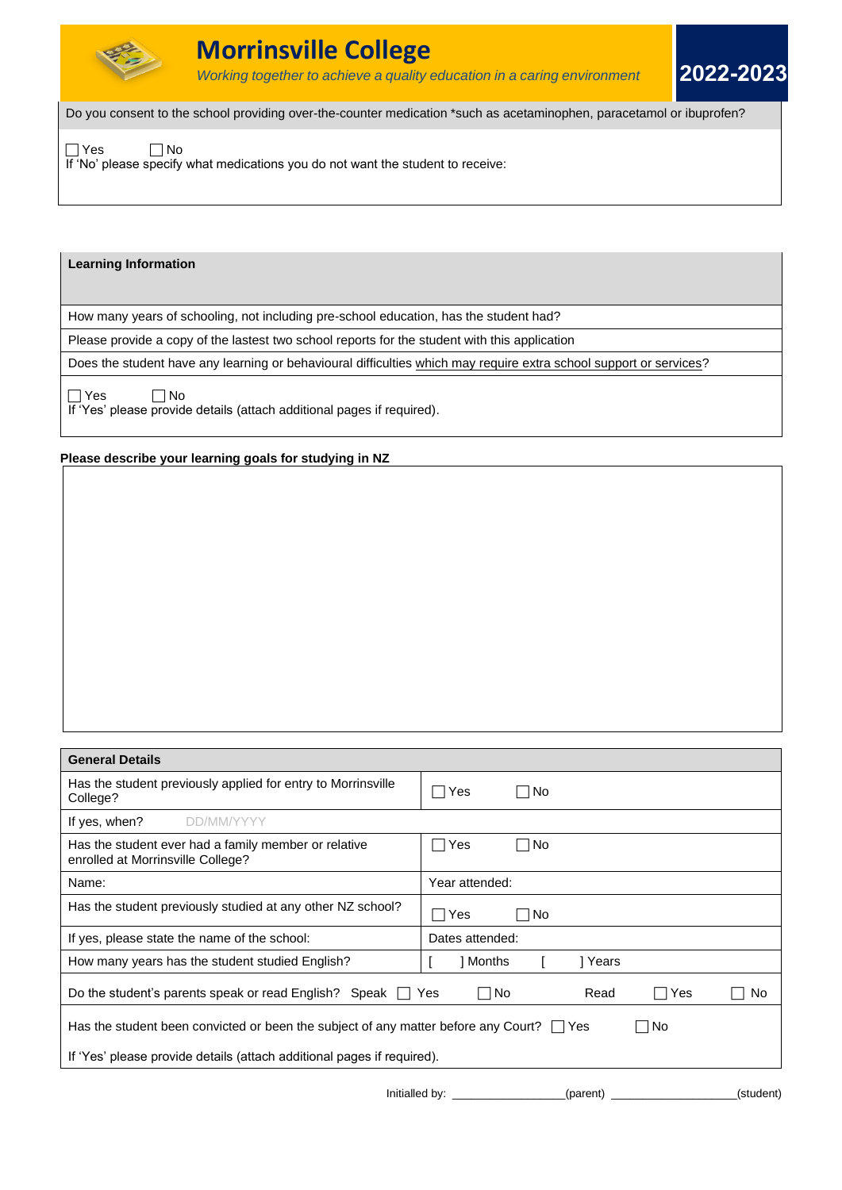# Morrinsville College

*Working together to achieve a quality education in a caring environment*

**2022-2023**

| Do you consent to the school providing over-the-counter medication *such as acetaminophen, paracetamol or ibuprofen? |
|---|
| ☐ Yes ☐ No<br>If 'No' please specify what medications you do not want the student to receive: |

| **Learning Information** |
|---|
| How many years of schooling, not including pre-school education, has the student had? |
| Please provide a copy of the lastest two school reports for the student with this application |
| Does the student have any learning or behavioural difficulties which may require extra school support or services? |
| ☐ Yes ☐ No<br>If 'Yes' please provide details (attach additional pages if required). |

**Please describe your learning goals for studying in NZ**

| **General Details** | |
|---|---|
| Has the student previously applied for entry to Morrinsville College? | ☐ Yes ☐ No |
| If yes, when? DD/MM/YYYY | |
| Has the student ever had a family member or relative enrolled at Morrinsville College? | ☐ Yes ☐ No |
| Name: | Year attended: |
| Has the student previously studied at any other NZ school? | ☐ Yes ☐ No |
| If yes, please state the name of the school: | Dates attended: |
| How many years has the student studied English? | [ ] Months [ ] Years |
| Do the student's parents speak or read English? Speak ☐ Yes ☐ No Read ☐ Yes ☐ No | |
| Has the student been convicted or been the subject of any matter before any Court? ☐ Yes ☐ No<br>If 'Yes' please provide details (attach additional pages if required). | |

Initialled by: ________________(parent) ________________(student)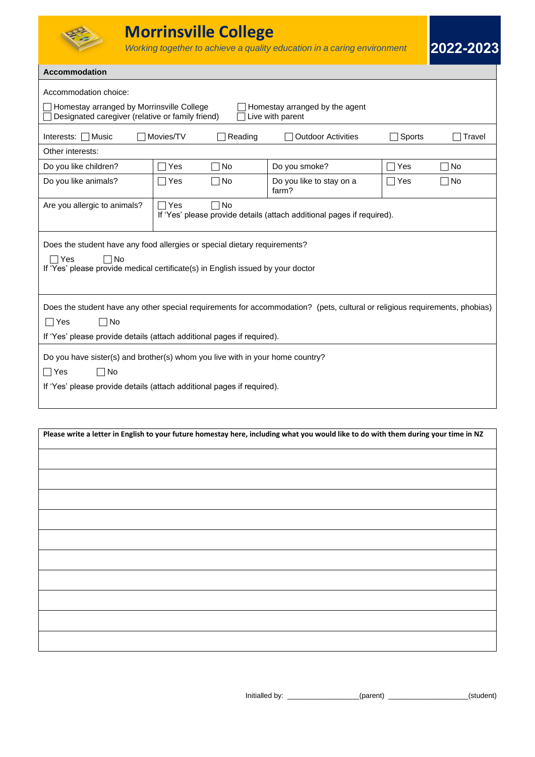# Morrinsville College

*Working together to achieve a quality education in a caring environment*

**2022-2023**

## Accommodation

Accommodation choice:

☐ Homestay arranged by Morrinsville College ☐ Homestay arranged by the agent
☐ Designated caregiver (relative or family friend) ☐ Live with parent

Interests: ☐ Music ☐ Movies/TV ☐ Reading ☐ Outdoor Activities ☐ Sports ☐ Travel

Other interests:

| | | | | | |
|---|---|---|---|---|---|
| Do you like children? | ☐ Yes | ☐ No | Do you smoke? | ☐ Yes | ☐ No |
| Do you like animals? | ☐ Yes | ☐ No | Do you like to stay on a farm? | ☐ Yes | ☐ No |

Are you allergic to animals? ☐ Yes ☐ No
If 'Yes' please provide details (attach additional pages if required).

Does the student have any food allergies or special dietary requirements?

☐ Yes ☐ No
If 'Yes' please provide medical certificate(s) in English issued by your doctor

Does the student have any other special requirements for accommodation? (pets, cultural or religious requirements, phobias)

☐ Yes ☐ No

If 'Yes' please provide details (attach additional pages if required).

Do you have sister(s) and brother(s) whom you live with in your home country?

☐ Yes ☐ No

If 'Yes' please provide details (attach additional pages if required).

| **Please write a letter in English to your future homestay here, including what you would like to do with them during your time in NZ** |
|---|
| |
| |
| |
| |
| |
| |
| |
| |
| |
| |

Initialled by: ________________(parent) __________________(student)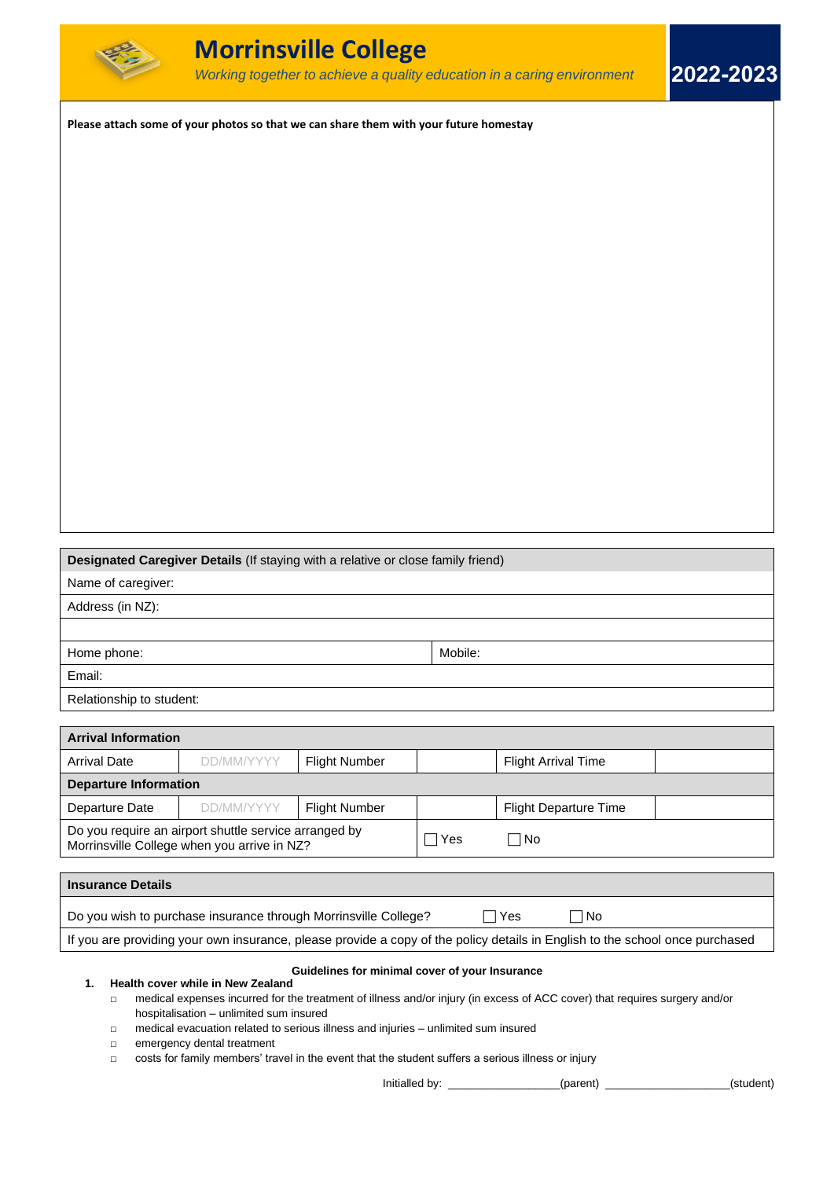# Morrinsville College

*Working together to achieve a quality education in a caring environment*

**2022-2023**

**Please attach some of your photos so that we can share them with your future homestay**

| **Designated Caregiver Details** (If staying with a relative or close family friend) | |
|---|---|
| Name of caregiver: | |
| Address (in NZ): | |
| | |
| Home phone: | Mobile: |
| Email: | |
| Relationship to student: | |

| **Arrival Information** | | | | | |
|---|---|---|---|---|---|
| Arrival Date | DD/MM/YYYY | Flight Number | | Flight Arrival Time | |
| **Departure Information** | | | | | |
| Departure Date | DD/MM/YYYY | Flight Number | | Flight Departure Time | |
| Do you require an airport shuttle service arranged by Morrinsville College when you arrive in NZ? | | | ☐ Yes | ☐ No | |

| **Insurance Details** |
|---|
| Do you wish to purchase insurance through Morrinsville College? ☐ Yes ☐ No |
| If you are providing your own insurance, please provide a copy of the policy details in English to the school once purchased |

**Guidelines for minimal cover of your Insurance**

1. **Health cover while in New Zealand**
   - medical expenses incurred for the treatment of illness and/or injury (in excess of ACC cover) that requires surgery and/or hospitalisation – unlimited sum insured
   - medical evacuation related to serious illness and injuries – unlimited sum insured
   - emergency dental treatment
   - costs for family members' travel in the event that the student suffers a serious illness or injury

Initialled by: _________________(parent) ___________________(student)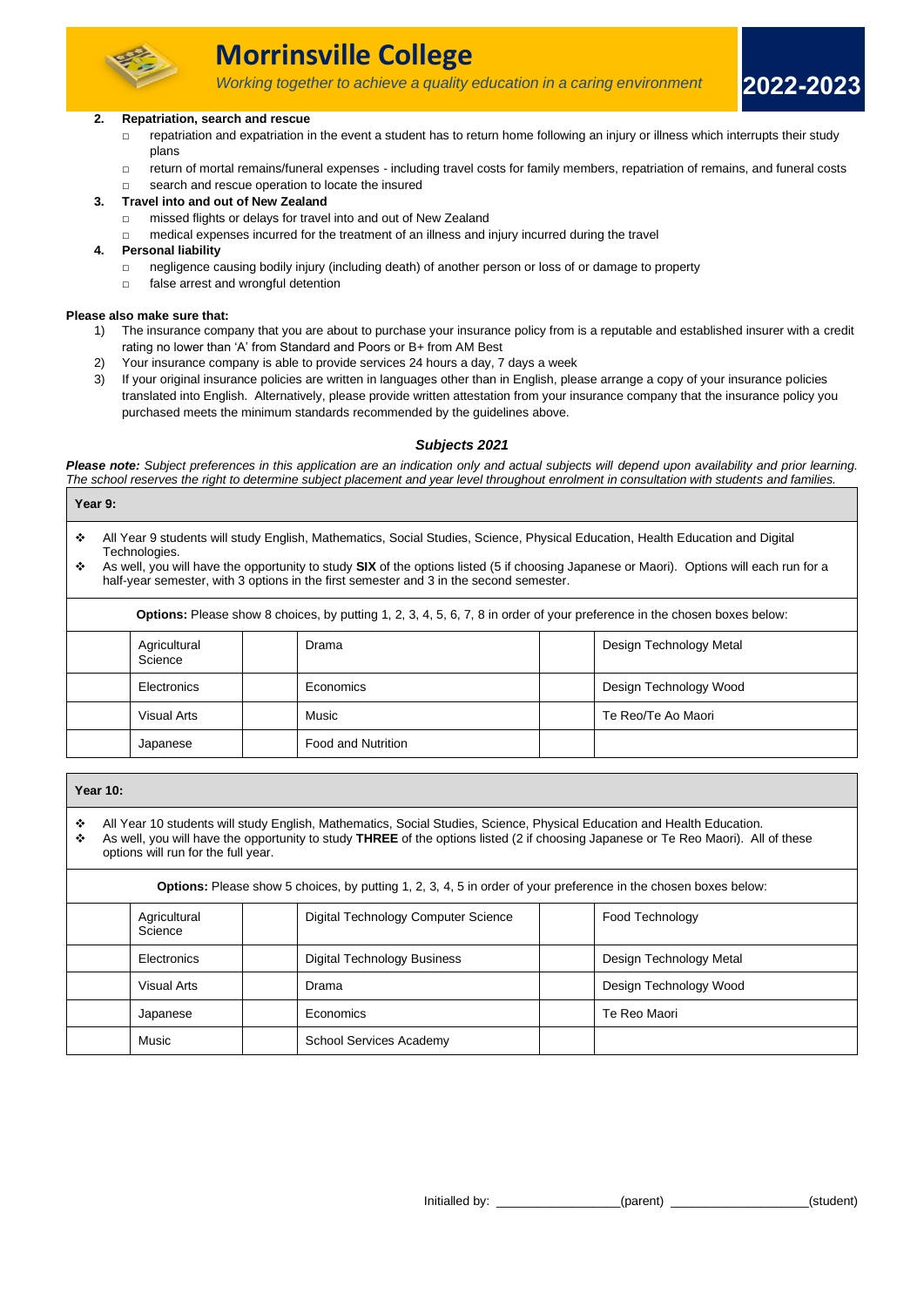2. **Repatriation, search and rescue**
   - repatriation and expatriation in the event a student has to return home following an injury or illness which interrupts their study plans
   - return of mortal remains/funeral expenses - including travel costs for family members, repatriation of remains, and funeral costs
   - search and rescue operation to locate the insured
3. **Travel into and out of New Zealand**
   - missed flights or delays for travel into and out of New Zealand
   - medical expenses incurred for the treatment of an illness and injury incurred during the travel
4. **Personal liability**
   - negligence causing bodily injury (including death) of another person or loss of or damage to property
   - false arrest and wrongful detention

**Please also make sure that:**

1) The insurance company that you are about to purchase your insurance policy from is a reputable and established insurer with a credit rating no lower than 'A' from Standard and Poors or B+ from AM Best
2) Your insurance company is able to provide services 24 hours a day, 7 days a week
3) If your original insurance policies are written in languages other than in English, please arrange a copy of your insurance policies translated into English. Alternatively, please provide written attestation from your insurance company that the insurance policy you purchased meets the minimum standards recommended by the guidelines above.

### *Subjects 2021*

***Please note:*** *Subject preferences in this application are an indication only and actual subjects will depend upon availability and prior learning. The school reserves the right to determine subject placement and year level throughout enrolment in consultation with students and families.*

**Year 9:**

- All Year 9 students will study English, Mathematics, Social Studies, Science, Physical Education, Health Education and Digital Technologies.
- As well, you will have the opportunity to study **SIX** of the options listed (5 if choosing Japanese or Maori). Options will each run for a half-year semester, with 3 options in the first semester and 3 in the second semester.

**Options:** Please show 8 choices, by putting 1, 2, 3, 4, 5, 6, 7, 8 in order of your preference in the chosen boxes below:

| | | | | | |
|---|---|---|---|---|---|
| | Agricultural Science | | Drama | | Design Technology Metal |
| | Electronics | | Economics | | Design Technology Wood |
| | Visual Arts | | Music | | Te Reo/Te Ao Maori |
| | Japanese | | Food and Nutrition | | |

**Year 10:**

- All Year 10 students will study English, Mathematics, Social Studies, Science, Physical Education and Health Education.
- As well, you will have the opportunity to study **THREE** of the options listed (2 if choosing Japanese or Te Reo Maori). All of these options will run for the full year.

**Options:** Please show 5 choices, by putting 1, 2, 3, 4, 5 in order of your preference in the chosen boxes below:

| | | | | | |
|---|---|---|---|---|---|
| | Agricultural Science | | Digital Technology Computer Science | | Food Technology |
| | Electronics | | Digital Technology Business | | Design Technology Metal |
| | Visual Arts | | Drama | | Design Technology Wood |
| | Japanese | | Economics | | Te Reo Maori |
| | Music | | School Services Academy | | |

Initialled by: \_\_\_\_\_\_\_\_\_\_\_\_\_\_\_\_\_(parent) \_\_\_\_\_\_\_\_\_\_\_\_\_\_\_\_\_\_\_(student)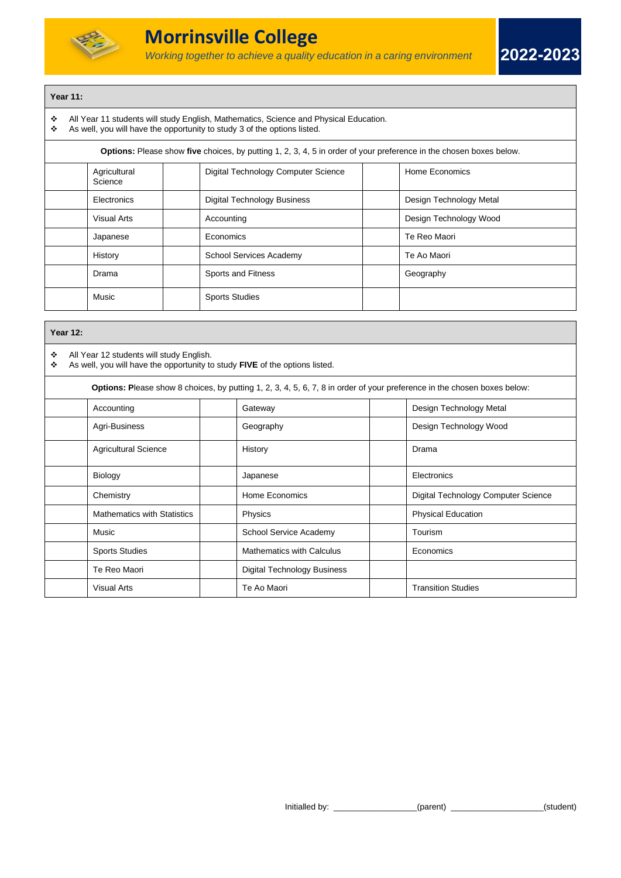# Morrinsville College

*Working together to achieve a quality education in a caring environment*

**2022-2023**

**Year 11:**

- All Year 11 students will study English, Mathematics, Science and Physical Education.
- As well, you will have the opportunity to study 3 of the options listed.

**Options:** Please show **five** choices, by putting 1, 2, 3, 4, 5 in order of your preference in the chosen boxes below.

| | | | | | |
|---|---|---|---|---|---|
| | Agricultural Science | | Digital Technology Computer Science | | Home Economics |
| | Electronics | | Digital Technology Business | | Design Technology Metal |
| | Visual Arts | | Accounting | | Design Technology Wood |
| | Japanese | | Economics | | Te Reo Maori |
| | History | | School Services Academy | | Te Ao Maori |
| | Drama | | Sports and Fitness | | Geography |
| | Music | | Sports Studies | | |

**Year 12:**

- All Year 12 students will study English.
- As well, you will have the opportunity to study **FIVE** of the options listed.

**Options:** Please show 8 choices, by putting 1, 2, 3, 4, 5, 6, 7, 8 in order of your preference in the chosen boxes below:

| | | | | | |
|---|---|---|---|---|---|
| | Accounting | | Gateway | | Design Technology Metal |
| | Agri-Business | | Geography | | Design Technology Wood |
| | Agricultural Science | | History | | Drama |
| | Biology | | Japanese | | Electronics |
| | Chemistry | | Home Economics | | Digital Technology Computer Science |
| | Mathematics with Statistics | | Physics | | Physical Education |
| | Music | | School Service Academy | | Tourism |
| | Sports Studies | | Mathematics with Calculus | | Economics |
| | Te Reo Maori | | Digital Technology Business | | |
| | Visual Arts | | Te Ao Maori | | Transition Studies |

Initialled by: _________________(parent) ___________________(student)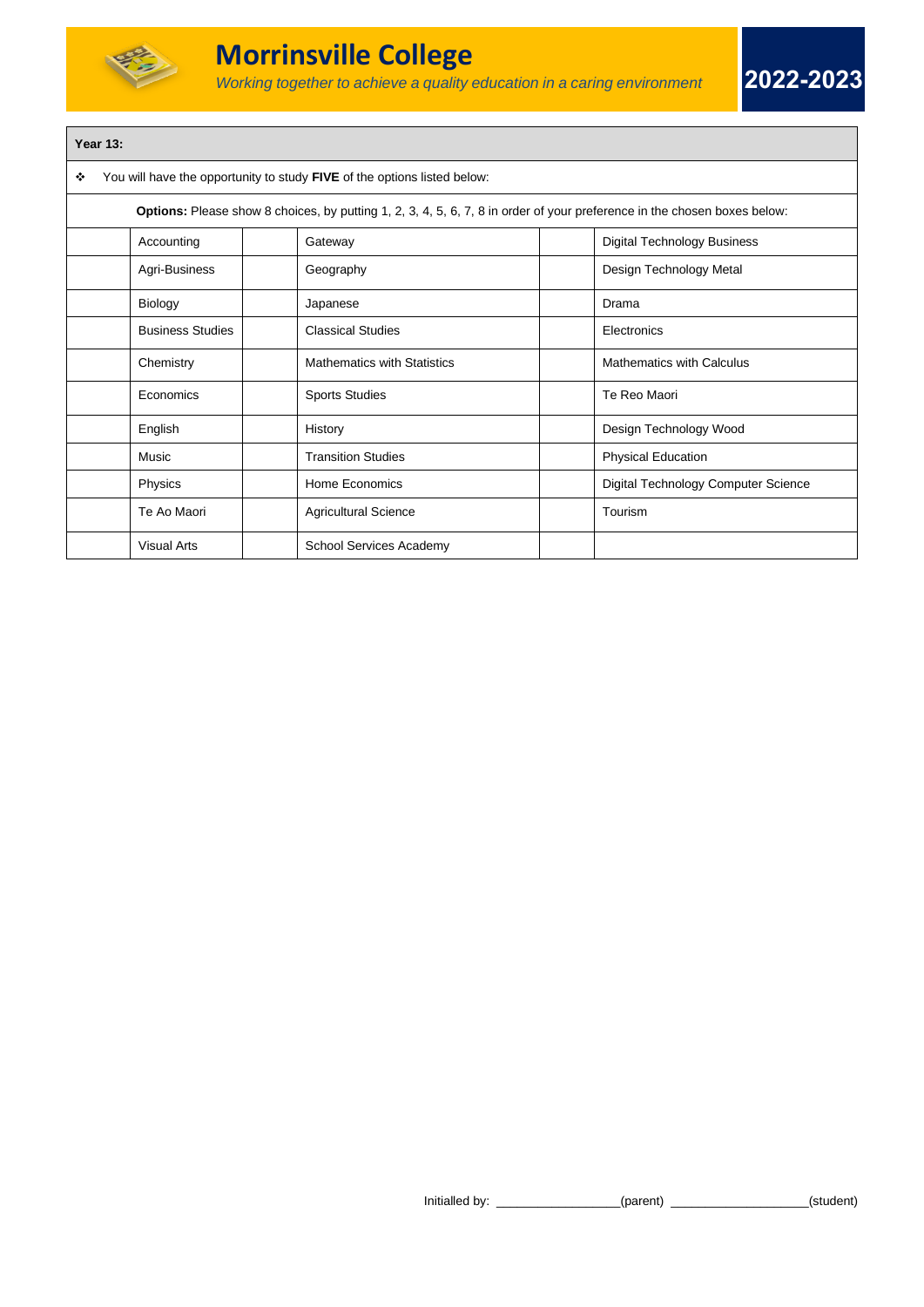# Morrinsville College

*Working together to achieve a quality education in a caring environment*

**2022-2023**

**Year 13:**

❖ You will have the opportunity to study **FIVE** of the options listed below:

**Options:** Please show 8 choices, by putting 1, 2, 3, 4, 5, 6, 7, 8 in order of your preference in the chosen boxes below:

| | | | | | |
|---|---|---|---|---|---|
| | Accounting | | Gateway | | Digital Technology Business |
| | Agri-Business | | Geography | | Design Technology Metal |
| | Biology | | Japanese | | Drama |
| | Business Studies | | Classical Studies | | Electronics |
| | Chemistry | | Mathematics with Statistics | | Mathematics with Calculus |
| | Economics | | Sports Studies | | Te Reo Maori |
| | English | | History | | Design Technology Wood |
| | Music | | Transition Studies | | Physical Education |
| | Physics | | Home Economics | | Digital Technology Computer Science |
| | Te Ao Maori | | Agricultural Science | | Tourism |
| | Visual Arts | | School Services Academy | | |

Initialled by: _________________(parent) ___________________(student)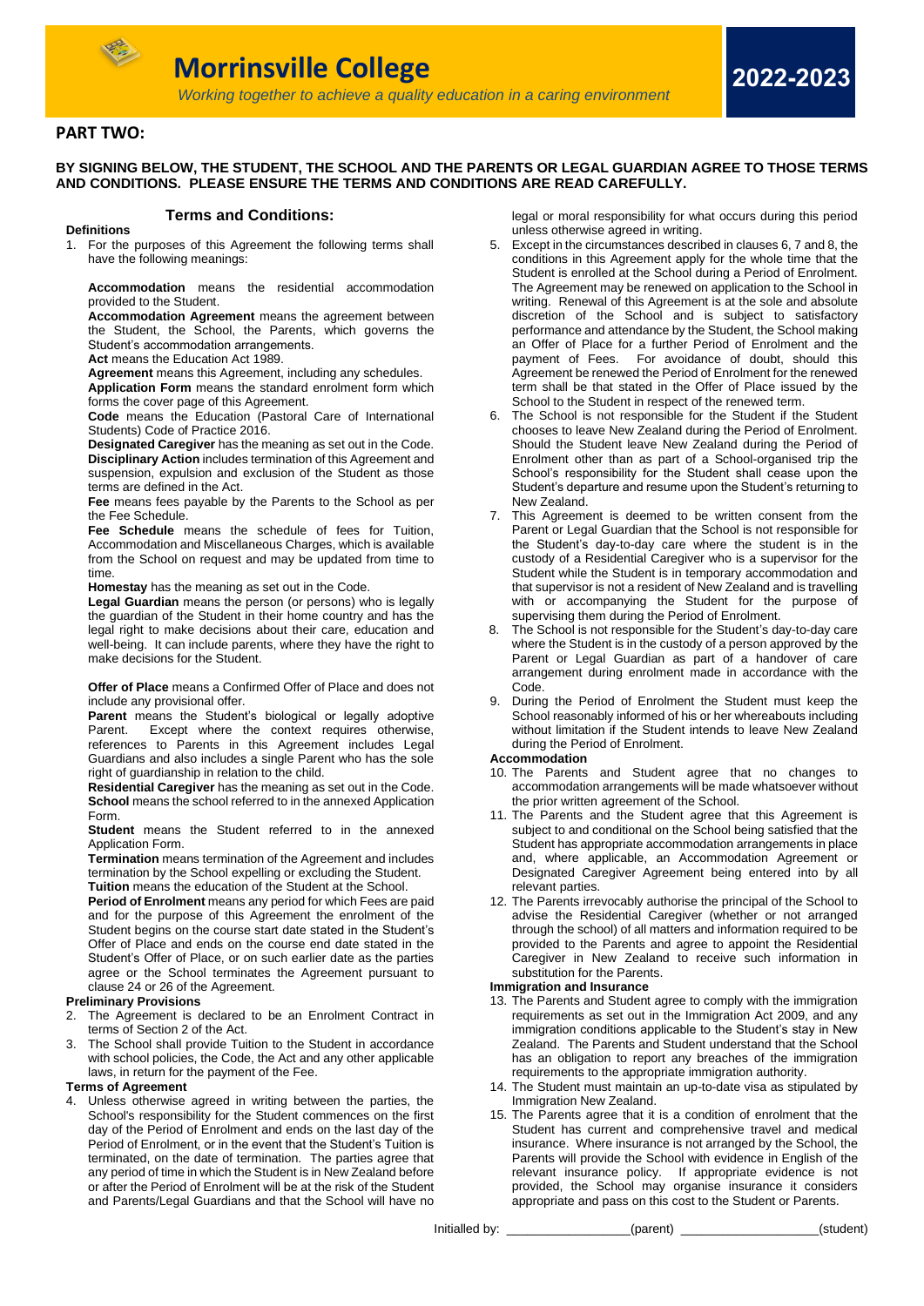**Morrinsville College**

*Working together to achieve a quality education in a caring environment*

**2022-2023**

## PART TWO:

**BY SIGNING BELOW, THE STUDENT, THE SCHOOL AND THE PARENTS OR LEGAL GUARDIAN AGREE TO THOSE TERMS AND CONDITIONS. PLEASE ENSURE THE TERMS AND CONDITIONS ARE READ CAREFULLY.**

### Terms and Conditions:

**Definitions**

1. For the purposes of this Agreement the following terms shall have the following meanings:

   **Accommodation** means the residential accommodation provided to the Student.
   **Accommodation Agreement** means the agreement between the Student, the School, the Parents, which governs the Student's accommodation arrangements.
   **Act** means the Education Act 1989.
   **Agreement** means this Agreement, including any schedules.
   **Application Form** means the standard enrolment form which forms the cover page of this Agreement.
   **Code** means the Education (Pastoral Care of International Students) Code of Practice 2016.
   **Designated Caregiver** has the meaning as set out in the Code.
   **Disciplinary Action** includes termination of this Agreement and suspension, expulsion and exclusion of the Student as those terms are defined in the Act.
   **Fee** means fees payable by the Parents to the School as per the Fee Schedule.
   **Fee Schedule** means the schedule of fees for Tuition, Accommodation and Miscellaneous Charges, which is available from the School on request and may be updated from time to time.
   **Homestay** has the meaning as set out in the Code.
   **Legal Guardian** means the person (or persons) who is legally the guardian of the Student in their home country and has the legal right to make decisions about their care, education and well-being. It can include parents, where they have the right to make decisions for the Student.

   **Offer of Place** means a Confirmed Offer of Place and does not include any provisional offer.
   **Parent** means the Student's biological or legally adoptive Parent. Except where the context requires otherwise, references to Parents in this Agreement includes Legal Guardians and also includes a single Parent who has the sole right of guardianship in relation to the child.
   **Residential Caregiver** has the meaning as set out in the Code.
   **School** means the school referred to in the annexed Application Form.
   **Student** means the Student referred to in the annexed Application Form.
   **Termination** means termination of the Agreement and includes termination by the School expelling or excluding the Student.
   **Tuition** means the education of the Student at the School.
   **Period of Enrolment** means any period for which Fees are paid and for the purpose of this Agreement the enrolment of the Student begins on the course start date stated in the Student's Offer of Place and ends on the course end date stated in the Student's Offer of Place, or on such earlier date as the parties agree or the School terminates the Agreement pursuant to clause 24 or 26 of the Agreement.

**Preliminary Provisions**

2. The Agreement is declared to be an Enrolment Contract in terms of Section 2 of the Act.
3. The School shall provide Tuition to the Student in accordance with school policies, the Code, the Act and any other applicable laws, in return for the payment of the Fee.

**Terms of Agreement**

4. Unless otherwise agreed in writing between the parties, the School's responsibility for the Student commences on the first day of the Period of Enrolment and ends on the last day of the Period of Enrolment, or in the event that the Student's Tuition is terminated, on the date of termination. The parties agree that any period of time in which the Student is in New Zealand before or after the Period of Enrolment will be at the risk of the Student and Parents/Legal Guardians and that the School will have no legal or moral responsibility for what occurs during this period unless otherwise agreed in writing.
5. Except in the circumstances described in clauses 6, 7 and 8, the conditions in this Agreement apply for the whole time that the Student is enrolled at the School during a Period of Enrolment. The Agreement may be renewed on application to the School in writing. Renewal of this Agreement is at the sole and absolute discretion of the School and is subject to satisfactory performance and attendance by the Student, the School making an Offer of Place for a further Period of Enrolment and the payment of Fees. For avoidance of doubt, should this Agreement be renewed the Period of Enrolment for the renewed term shall be that stated in the Offer of Place issued by the School to the Student in respect of the renewed term.
6. The School is not responsible for the Student if the Student chooses to leave New Zealand during the Period of Enrolment. Should the Student leave New Zealand during the Period of Enrolment other than as part of a School-organised trip the School's responsibility for the Student shall cease upon the Student's departure and resume upon the Student's returning to New Zealand.
7. This Agreement is deemed to be written consent from the Parent or Legal Guardian that the School is not responsible for the Student's day-to-day care where the student is in the custody of a Residential Caregiver who is a supervisor for the Student while the Student is in temporary accommodation and that supervisor is not a resident of New Zealand and is travelling with or accompanying the Student for the purpose of supervising them during the Period of Enrolment.
8. The School is not responsible for the Student's day-to-day care where the Student is in the custody of a person approved by the Parent or Legal Guardian as part of a handover of care arrangement during enrolment made in accordance with the Code.
9. During the Period of Enrolment the Student must keep the School reasonably informed of his or her whereabouts including without limitation if the Student intends to leave New Zealand during the Period of Enrolment.

**Accommodation**

10. The Parents and Student agree that no changes to accommodation arrangements will be made whatsoever without the prior written agreement of the School.
11. The Parents and the Student agree that this Agreement is subject to and conditional on the School being satisfied that the Student has appropriate accommodation arrangements in place and, where applicable, an Accommodation Agreement or Designated Caregiver Agreement being entered into by all relevant parties.
12. The Parents irrevocably authorise the principal of the School to advise the Residential Caregiver (whether or not arranged through the school) of all matters and information required to be provided to the Parents and agree to appoint the Residential Caregiver in New Zealand to receive such information in substitution for the Parents.

**Immigration and Insurance**

13. The Parents and Student agree to comply with the immigration requirements as set out in the Immigration Act 2009, and any immigration conditions applicable to the Student's stay in New Zealand. The Parents and Student understand that the School has an obligation to report any breaches of the immigration requirements to the appropriate immigration authority.
14. The Student must maintain an up-to-date visa as stipulated by Immigration New Zealand.
15. The Parents agree that it is a condition of enrolment that the Student has current and comprehensive travel and medical insurance. Where insurance is not arranged by the School, the Parents will provide the School with evidence in English of the relevant insurance policy. If appropriate evidence is not provided, the School may organise insurance it considers appropriate and pass on this cost to the Student or Parents.

Initialled by: _________________(parent) ___________________(student)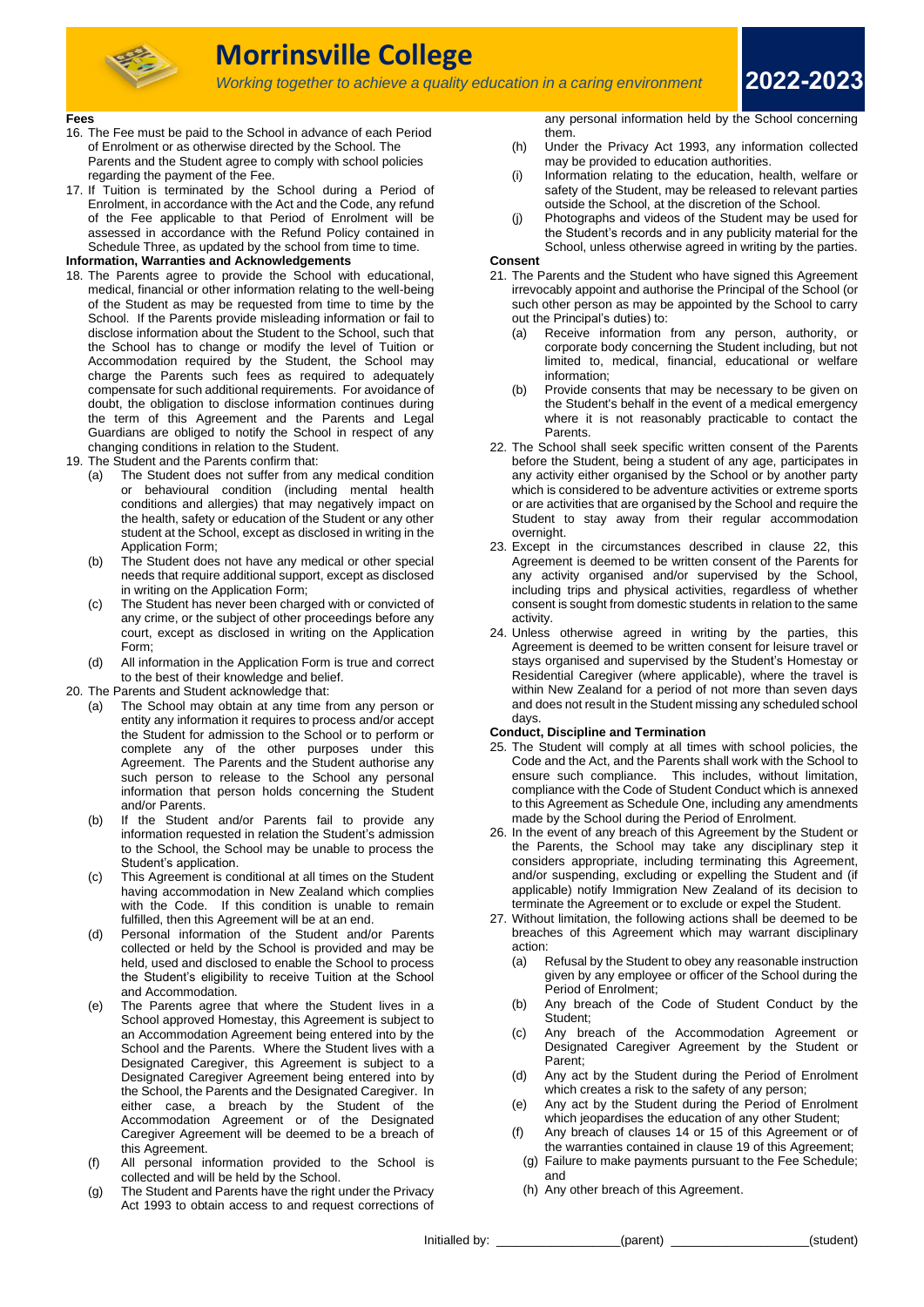### Fees

16. The Fee must be paid to the School in advance of each Period of Enrolment or as otherwise directed by the School. The Parents and the Student agree to comply with school policies regarding the payment of the Fee.
17. If Tuition is terminated by the School during a Period of Enrolment, in accordance with the Act and the Code, any refund of the Fee applicable to that Period of Enrolment will be assessed in accordance with the Refund Policy contained in Schedule Three, as updated by the school from time to time.

### Information, Warranties and Acknowledgements

18. The Parents agree to provide the School with educational, medical, financial or other information relating to the well-being of the Student as may be requested from time to time by the School. If the Parents provide misleading information or fail to disclose information about the Student to the School, such that the School has to change or modify the level of Tuition or Accommodation required by the Student, the School may charge the Parents such fees as required to adequately compensate for such additional requirements. For avoidance of doubt, the obligation to disclose information continues during the term of this Agreement and the Parents and Legal Guardians are obliged to notify the School in respect of any changing conditions in relation to the Student.
19. The Student and the Parents confirm that:
    - (a) The Student does not suffer from any medical condition or behavioural condition (including mental health conditions and allergies) that may negatively impact on the health, safety or education of the Student or any other student at the School, except as disclosed in writing in the Application Form;
    - (b) The Student does not have any medical or other special needs that require additional support, except as disclosed in writing on the Application Form;
    - (c) The Student has never been charged with or convicted of any crime, or the subject of other proceedings before any court, except as disclosed in writing on the Application Form;
    - (d) All information in the Application Form is true and correct to the best of their knowledge and belief.
20. The Parents and Student acknowledge that:
    - (a) The School may obtain at any time from any person or entity any information it requires to process and/or accept the Student for admission to the School or to perform or complete any of the other purposes under this Agreement. The Parents and the Student authorise any such person to release to the School any personal information that person holds concerning the Student and/or Parents.
    - (b) If the Student and/or Parents fail to provide any information requested in relation the Student's admission to the School, the School may be unable to process the Student's application.
    - (c) This Agreement is conditional at all times on the Student having accommodation in New Zealand which complies with the Code. If this condition is unable to remain fulfilled, then this Agreement will be at an end.
    - (d) Personal information of the Student and/or Parents collected or held by the School is provided and may be held, used and disclosed to enable the School to process the Student's eligibility to receive Tuition at the School and Accommodation.
    - (e) The Parents agree that where the Student lives in a School approved Homestay, this Agreement is subject to an Accommodation Agreement being entered into by the School and the Parents. Where the Student lives with a Designated Caregiver, this Agreement is subject to a Designated Caregiver Agreement being entered into by the School, the Parents and the Designated Caregiver. In either case, a breach by the Student of the Accommodation Agreement or of the Designated Caregiver Agreement will be deemed to be a breach of this Agreement.
    - (f) All personal information provided to the School is collected and will be held by the School.
    - (g) The Student and Parents have the right under the Privacy Act 1993 to obtain access to and request corrections of any personal information held by the School concerning them.
    - (h) Under the Privacy Act 1993, any information collected may be provided to education authorities.
    - (i) Information relating to the education, health, welfare or safety of the Student, may be released to relevant parties outside the School, at the discretion of the School.
    - (j) Photographs and videos of the Student may be used for the Student's records and in any publicity material for the School, unless otherwise agreed in writing by the parties.

### Consent

21. The Parents and the Student who have signed this Agreement irrevocably appoint and authorise the Principal of the School (or such other person as may be appointed by the School to carry out the Principal's duties) to:
    - (a) Receive information from any person, authority, or corporate body concerning the Student including, but not limited to, medical, financial, educational or welfare information;
    - (b) Provide consents that may be necessary to be given on the Student's behalf in the event of a medical emergency where it is not reasonably practicable to contact the Parents.
22. The School shall seek specific written consent of the Parents before the Student, being a student of any age, participates in any activity either organised by the School or by another party which is considered to be adventure activities or extreme sports or are activities that are organised by the School and require the Student to stay away from their regular accommodation overnight.
23. Except in the circumstances described in clause 22, this Agreement is deemed to be written consent of the Parents for any activity organised and/or supervised by the School, including trips and physical activities, regardless of whether consent is sought from domestic students in relation to the same activity.
24. Unless otherwise agreed in writing by the parties, this Agreement is deemed to be written consent for leisure travel or stays organised and supervised by the Student's Homestay or Residential Caregiver (where applicable), where the travel is within New Zealand for a period of not more than seven days and does not result in the Student missing any scheduled school days.

### Conduct, Discipline and Termination

25. The Student will comply at all times with school policies, the Code and the Act, and the Parents shall work with the School to ensure such compliance. This includes, without limitation, compliance with the Code of Student Conduct which is annexed to this Agreement as Schedule One, including any amendments made by the School during the Period of Enrolment.
26. In the event of any breach of this Agreement by the Student or the Parents, the School may take any disciplinary step it considers appropriate, including terminating this Agreement, and/or suspending, excluding or expelling the Student and (if applicable) notify Immigration New Zealand of its decision to terminate the Agreement or to exclude or expel the Student.
27. Without limitation, the following actions shall be deemed to be breaches of this Agreement which may warrant disciplinary action:
    - (a) Refusal by the Student to obey any reasonable instruction given by any employee or officer of the School during the Period of Enrolment;
    - (b) Any breach of the Code of Student Conduct by the Student;
    - (c) Any breach of the Accommodation Agreement or Designated Caregiver Agreement by the Student or Parent;
    - (d) Any act by the Student during the Period of Enrolment which creates a risk to the safety of any person;
    - (e) Any act by the Student during the Period of Enrolment which jeopardises the education of any other Student;
    - (f) Any breach of clauses 14 or 15 of this Agreement or of the warranties contained in clause 19 of this Agreement;
    - (g) Failure to make payments pursuant to the Fee Schedule; and
    - (h) Any other breach of this Agreement.

Initialled by: \_\_\_\_\_\_\_\_\_\_\_\_\_\_\_\_\_\_(parent) \_\_\_\_\_\_\_\_\_\_\_\_\_\_\_\_\_\_\_\_(student)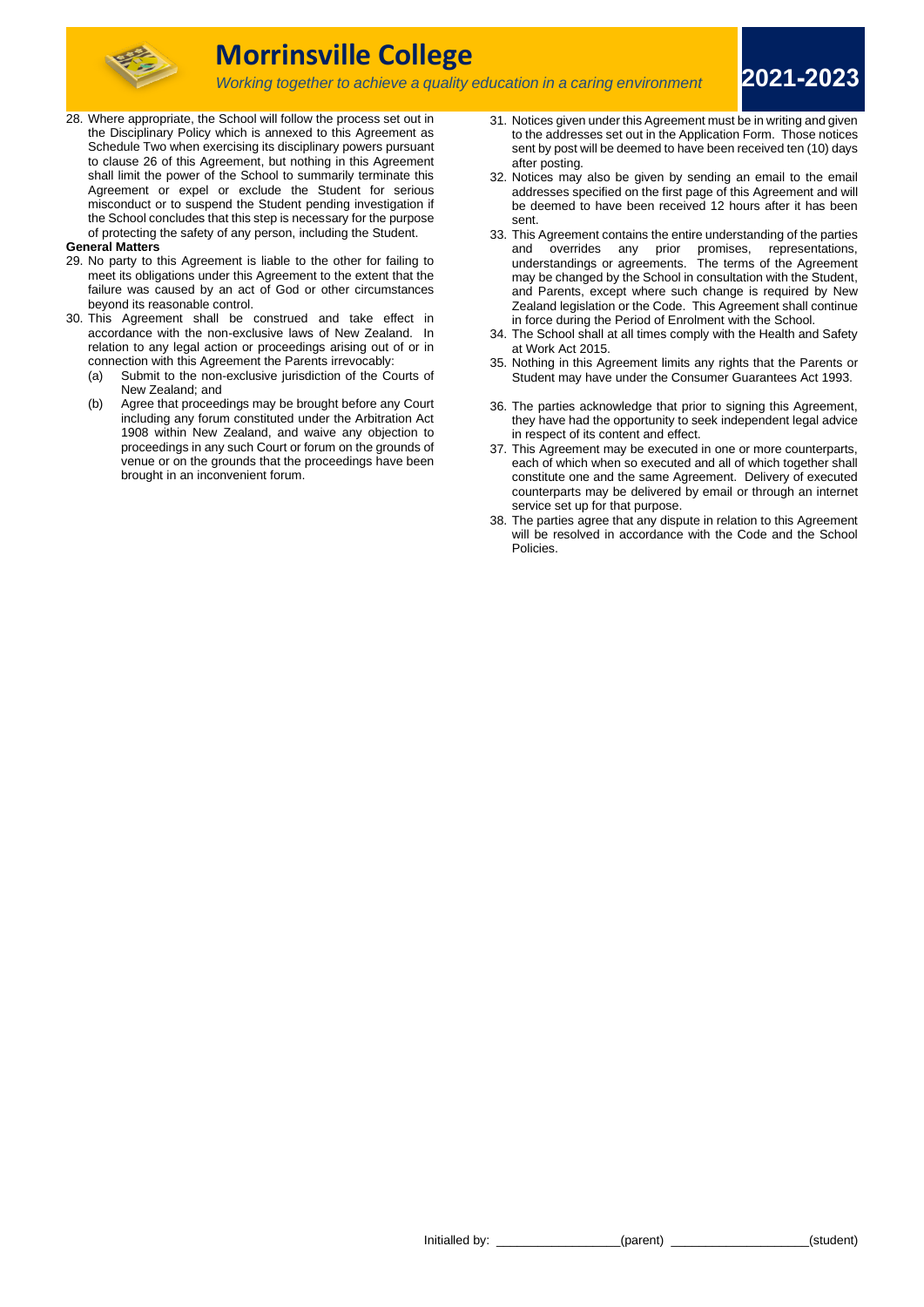28. Where appropriate, the School will follow the process set out in the Disciplinary Policy which is annexed to this Agreement as Schedule Two when exercising its disciplinary powers pursuant to clause 26 of this Agreement, but nothing in this Agreement shall limit the power of the School to summarily terminate this Agreement or expel or exclude the Student for serious misconduct or to suspend the Student pending investigation if the School concludes that this step is necessary for the purpose of protecting the safety of any person, including the Student.

**General Matters**

29. No party to this Agreement is liable to the other for failing to meet its obligations under this Agreement to the extent that the failure was caused by an act of God or other circumstances beyond its reasonable control.
30. This Agreement shall be construed and take effect in accordance with the non-exclusive laws of New Zealand. In relation to any legal action or proceedings arising out of or in connection with this Agreement the Parents irrevocably:
    (a) Submit to the non-exclusive jurisdiction of the Courts of New Zealand; and
    (b) Agree that proceedings may be brought before any Court including any forum constituted under the Arbitration Act 1908 within New Zealand, and waive any objection to proceedings in any such Court or forum on the grounds of venue or on the grounds that the proceedings have been brought in an inconvenient forum.
31. Notices given under this Agreement must be in writing and given to the addresses set out in the Application Form. Those notices sent by post will be deemed to have been received ten (10) days after posting.
32. Notices may also be given by sending an email to the email addresses specified on the first page of this Agreement and will be deemed to have been received 12 hours after it has been sent.
33. This Agreement contains the entire understanding of the parties and overrides any prior promises, representations, understandings or agreements. The terms of the Agreement may be changed by the School in consultation with the Student, and Parents, except where such change is required by New Zealand legislation or the Code. This Agreement shall continue in force during the Period of Enrolment with the School.
34. The School shall at all times comply with the Health and Safety at Work Act 2015.
35. Nothing in this Agreement limits any rights that the Parents or Student may have under the Consumer Guarantees Act 1993.
36. The parties acknowledge that prior to signing this Agreement, they have had the opportunity to seek independent legal advice in respect of its content and effect.
37. This Agreement may be executed in one or more counterparts, each of which when so executed and all of which together shall constitute one and the same Agreement. Delivery of executed counterparts may be delivered by email or through an internet service set up for that purpose.
38. The parties agree that any dispute in relation to this Agreement will be resolved in accordance with the Code and the School Policies.

Initialled by: \_\_\_\_\_\_\_\_\_\_\_\_\_\_\_\_\_(parent) \_\_\_\_\_\_\_\_\_\_\_\_\_\_\_\_\_\_\_(student)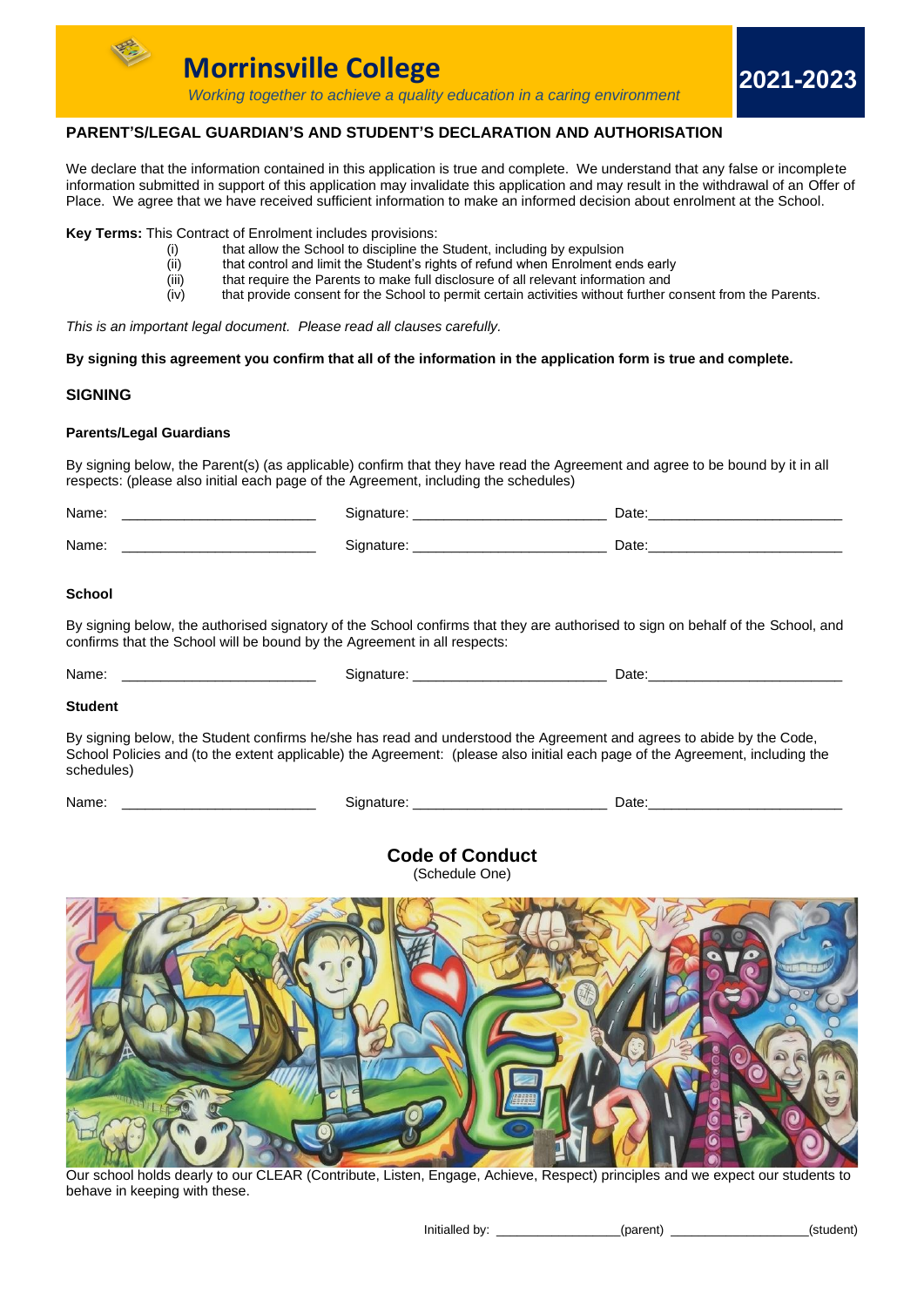# Morrinsville College

*Working together to achieve a quality education in a caring environment*

**2021-2023**

## PARENT'S/LEGAL GUARDIAN'S AND STUDENT'S DECLARATION AND AUTHORISATION

We declare that the information contained in this application is true and complete. We understand that any false or incomplete information submitted in support of this application may invalidate this application and may result in the withdrawal of an Offer of Place. We agree that we have received sufficient information to make an informed decision about enrolment at the School.

**Key Terms:** This Contract of Enrolment includes provisions:

- (i) that allow the School to discipline the Student, including by expulsion
- (ii) that control and limit the Student's rights of refund when Enrolment ends early
- (iii) that require the Parents to make full disclosure of all relevant information and
- (iv) that provide consent for the School to permit certain activities without further consent from the Parents.

*This is an important legal document. Please read all clauses carefully.*

**By signing this agreement you confirm that all of the information in the application form is true and complete.**

## SIGNING

### Parents/Legal Guardians

By signing below, the Parent(s) (as applicable) confirm that they have read the Agreement and agree to be bound by it in all respects: (please also initial each page of the Agreement, including the schedules)

Name: ________________________ Signature: ________________________ Date:________________________

Name: ________________________ Signature: ________________________ Date:________________________

### School

By signing below, the authorised signatory of the School confirms that they are authorised to sign on behalf of the School, and confirms that the School will be bound by the Agreement in all respects:

Name: ________________________ Signature: ________________________ Date:________________________

### Student

By signing below, the Student confirms he/she has read and understood the Agreement and agrees to abide by the Code, School Policies and (to the extent applicable) the Agreement: (please also initial each page of the Agreement, including the schedules)

Name: ________________________ Signature: ________________________ Date:________________________

## Code of Conduct

(Schedule One)

Our school holds dearly to our CLEAR (Contribute, Listen, Engage, Achieve, Respect) principles and we expect our students to behave in keeping with these.

Initialled by: _________________(parent) ___________________(student)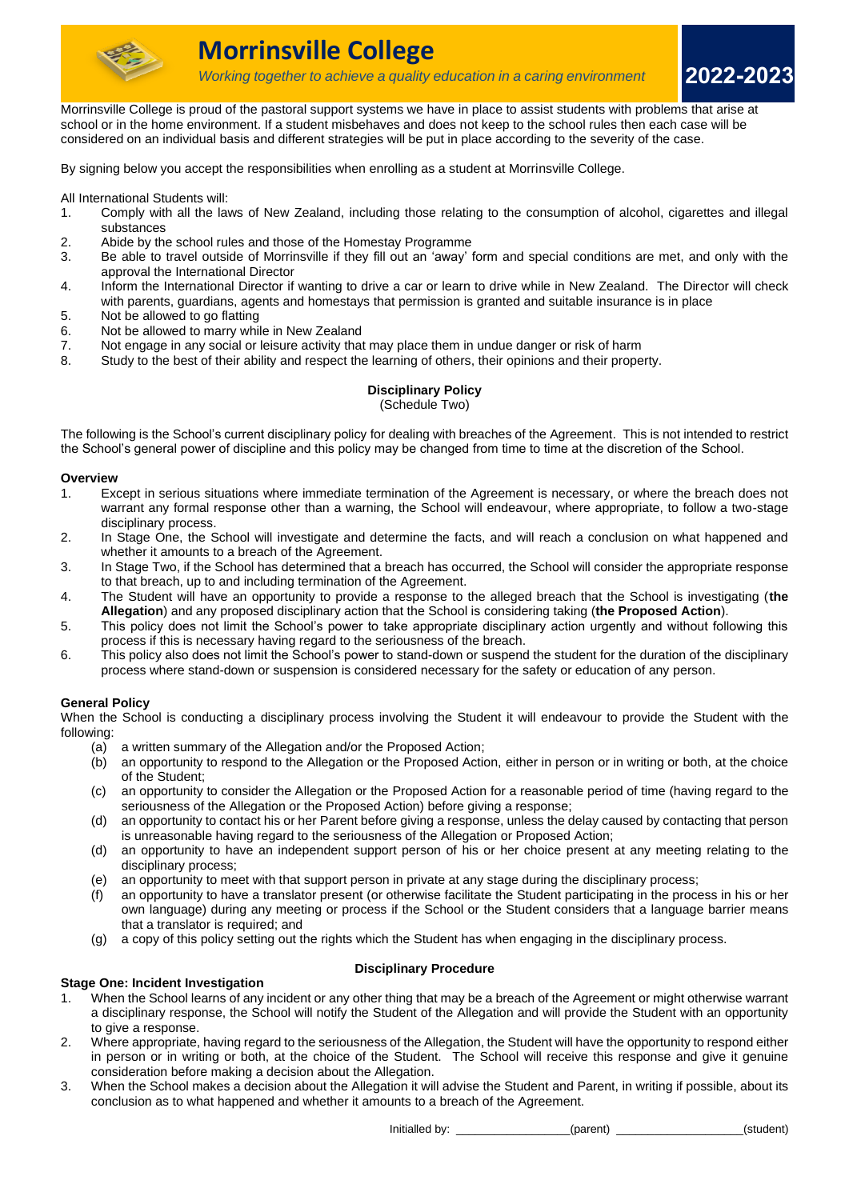# Morrinsville College

*Working together to achieve a quality education in a caring environment*

**2022-2023**

Morrinsville College is proud of the pastoral support systems we have in place to assist students with problems that arise at school or in the home environment. If a student misbehaves and does not keep to the school rules then each case will be considered on an individual basis and different strategies will be put in place according to the severity of the case.

By signing below you accept the responsibilities when enrolling as a student at Morrinsville College.

All International Students will:

1. Comply with all the laws of New Zealand, including those relating to the consumption of alcohol, cigarettes and illegal substances
2. Abide by the school rules and those of the Homestay Programme
3. Be able to travel outside of Morrinsville if they fill out an 'away' form and special conditions are met, and only with the approval the International Director
4. Inform the International Director if wanting to drive a car or learn to drive while in New Zealand. The Director will check with parents, guardians, agents and homestays that permission is granted and suitable insurance is in place
5. Not be allowed to go flatting
6. Not be allowed to marry while in New Zealand
7. Not engage in any social or leisure activity that may place them in undue danger or risk of harm
8. Study to the best of their ability and respect the learning of others, their opinions and their property.

## Disciplinary Policy

(Schedule Two)

The following is the School's current disciplinary policy for dealing with breaches of the Agreement. This is not intended to restrict the School's general power of discipline and this policy may be changed from time to time at the discretion of the School.

### Overview

1. Except in serious situations where immediate termination of the Agreement is necessary, or where the breach does not warrant any formal response other than a warning, the School will endeavour, where appropriate, to follow a two-stage disciplinary process.
2. In Stage One, the School will investigate and determine the facts, and will reach a conclusion on what happened and whether it amounts to a breach of the Agreement.
3. In Stage Two, if the School has determined that a breach has occurred, the School will consider the appropriate response to that breach, up to and including termination of the Agreement.
4. The Student will have an opportunity to provide a response to the alleged breach that the School is investigating (**the Allegation**) and any proposed disciplinary action that the School is considering taking (**the Proposed Action**).
5. This policy does not limit the School's power to take appropriate disciplinary action urgently and without following this process if this is necessary having regard to the seriousness of the breach.
6. This policy also does not limit the School's power to stand-down or suspend the student for the duration of the disciplinary process where stand-down or suspension is considered necessary for the safety or education of any person.

### General Policy

When the School is conducting a disciplinary process involving the Student it will endeavour to provide the Student with the following:

- (a) a written summary of the Allegation and/or the Proposed Action;
- (b) an opportunity to respond to the Allegation or the Proposed Action, either in person or in writing or both, at the choice of the Student;
- (c) an opportunity to consider the Allegation or the Proposed Action for a reasonable period of time (having regard to the seriousness of the Allegation or the Proposed Action) before giving a response;
- (d) an opportunity to contact his or her Parent before giving a response, unless the delay caused by contacting that person is unreasonable having regard to the seriousness of the Allegation or Proposed Action;
- (d) an opportunity to have an independent support person of his or her choice present at any meeting relating to the disciplinary process;
- (e) an opportunity to meet with that support person in private at any stage during the disciplinary process;
- (f) an opportunity to have a translator present (or otherwise facilitate the Student participating in the process in his or her own language) during any meeting or process if the School or the Student considers that a language barrier means that a translator is required; and
- (g) a copy of this policy setting out the rights which the Student has when engaging in the disciplinary process.

## Disciplinary Procedure

### Stage One: Incident Investigation

1. When the School learns of any incident or any other thing that may be a breach of the Agreement or might otherwise warrant a disciplinary response, the School will notify the Student of the Allegation and will provide the Student with an opportunity to give a response.
2. Where appropriate, having regard to the seriousness of the Allegation, the Student will have the opportunity to respond either in person or in writing or both, at the choice of the Student. The School will receive this response and give it genuine consideration before making a decision about the Allegation.
3. When the School makes a decision about the Allegation it will advise the Student and Parent, in writing if possible, about its conclusion as to what happened and whether it amounts to a breach of the Agreement.

Initialled by: ________________(parent) __________________(student)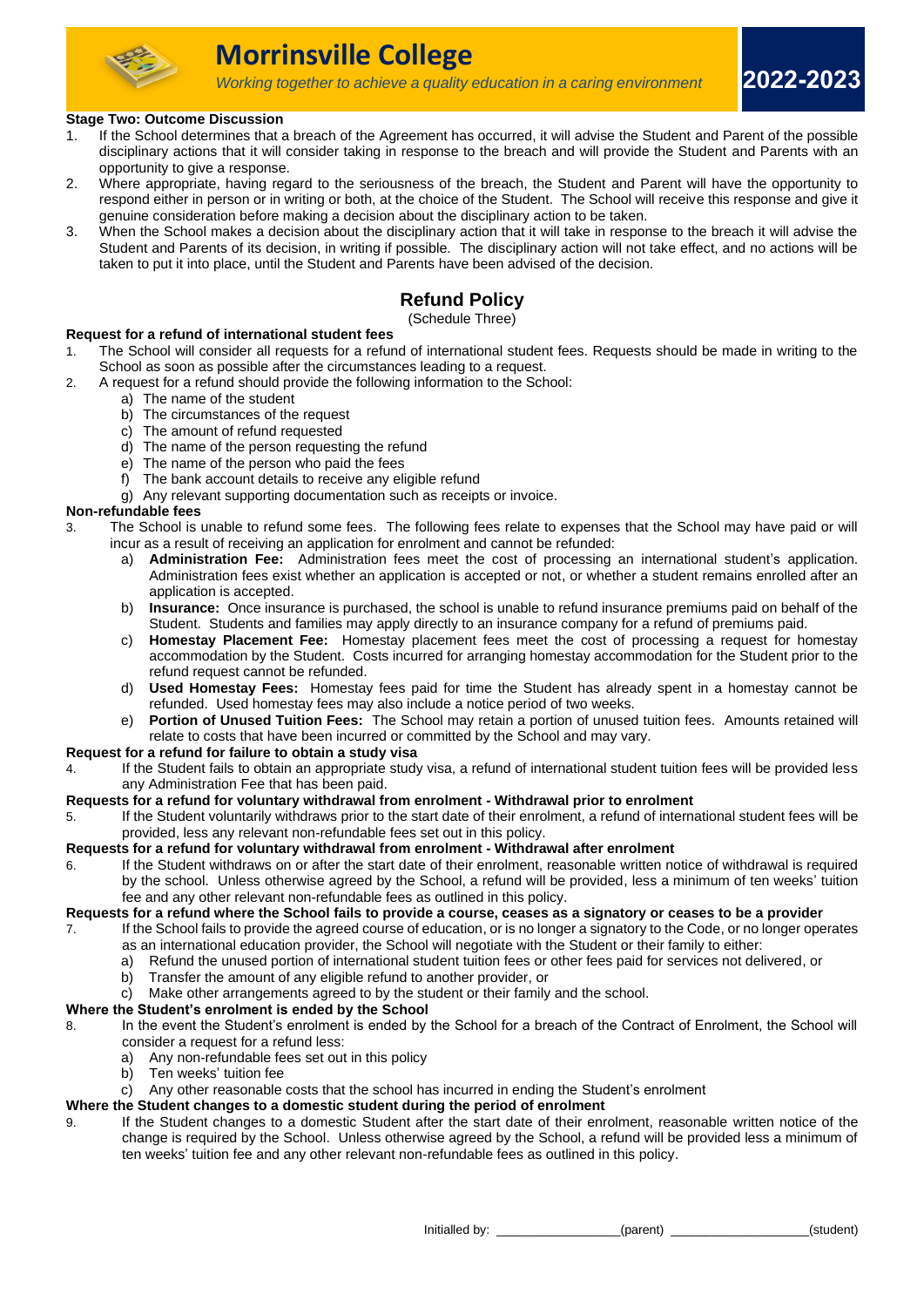**Stage Two: Outcome Discussion**

1. If the School determines that a breach of the Agreement has occurred, it will advise the Student and Parent of the possible disciplinary actions that it will consider taking in response to the breach and will provide the Student and Parents with an opportunity to give a response.
2. Where appropriate, having regard to the seriousness of the breach, the Student and Parent will have the opportunity to respond either in person or in writing or both, at the choice of the Student. The School will receive this response and give it genuine consideration before making a decision about the disciplinary action to be taken.
3. When the School makes a decision about the disciplinary action that it will take in response to the breach it will advise the Student and Parents of its decision, in writing if possible. The disciplinary action will not take effect, and no actions will be taken to put it into place, until the Student and Parents have been advised of the decision.

## Refund Policy

(Schedule Three)

**Request for a refund of international student fees**

1. The School will consider all requests for a refund of international student fees. Requests should be made in writing to the School as soon as possible after the circumstances leading to a request.
2. A request for a refund should provide the following information to the School:
   a) The name of the student
   b) The circumstances of the request
   c) The amount of refund requested
   d) The name of the person requesting the refund
   e) The name of the person who paid the fees
   f) The bank account details to receive any eligible refund
   g) Any relevant supporting documentation such as receipts or invoice.

**Non-refundable fees**

3. The School is unable to refund some fees. The following fees relate to expenses that the School may have paid or will incur as a result of receiving an application for enrolment and cannot be refunded:
   a) **Administration Fee:** Administration fees meet the cost of processing an international student's application. Administration fees exist whether an application is accepted or not, or whether a student remains enrolled after an application is accepted.
   b) **Insurance:** Once insurance is purchased, the school is unable to refund insurance premiums paid on behalf of the Student. Students and families may apply directly to an insurance company for a refund of premiums paid.
   c) **Homestay Placement Fee:** Homestay placement fees meet the cost of processing a request for homestay accommodation by the Student. Costs incurred for arranging homestay accommodation for the Student prior to the refund request cannot be refunded.
   d) **Used Homestay Fees:** Homestay fees paid for time the Student has already spent in a homestay cannot be refunded. Used homestay fees may also include a notice period of two weeks.
   e) **Portion of Unused Tuition Fees:** The School may retain a portion of unused tuition fees. Amounts retained will relate to costs that have been incurred or committed by the School and may vary.

**Request for a refund for failure to obtain a study visa**

4. If the Student fails to obtain an appropriate study visa, a refund of international student tuition fees will be provided less any Administration Fee that has been paid.

**Requests for a refund for voluntary withdrawal from enrolment - Withdrawal prior to enrolment**

5. If the Student voluntarily withdraws prior to the start date of their enrolment, a refund of international student fees will be provided, less any relevant non-refundable fees set out in this policy.

**Requests for a refund for voluntary withdrawal from enrolment - Withdrawal after enrolment**

6. If the Student withdraws on or after the start date of their enrolment, reasonable written notice of withdrawal is required by the school. Unless otherwise agreed by the School, a refund will be provided, less a minimum of ten weeks' tuition fee and any other relevant non-refundable fees as outlined in this policy.

**Requests for a refund where the School fails to provide a course, ceases as a signatory or ceases to be a provider**

7. If the School fails to provide the agreed course of education, or is no longer a signatory to the Code, or no longer operates as an international education provider, the School will negotiate with the Student or their family to either:
   a) Refund the unused portion of international student tuition fees or other fees paid for services not delivered, or
   b) Transfer the amount of any eligible refund to another provider, or
   c) Make other arrangements agreed to by the student or their family and the school.

**Where the Student's enrolment is ended by the School**

8. In the event the Student's enrolment is ended by the School for a breach of the Contract of Enrolment, the School will consider a request for a refund less:
   a) Any non-refundable fees set out in this policy
   b) Ten weeks' tuition fee
   c) Any other reasonable costs that the school has incurred in ending the Student's enrolment

**Where the Student changes to a domestic student during the period of enrolment**

9. If the Student changes to a domestic Student after the start date of their enrolment, reasonable written notice of the change is required by the School. Unless otherwise agreed by the School, a refund will be provided less a minimum of ten weeks' tuition fee and any other relevant non-refundable fees as outlined in this policy.

Initialled by: ________________(parent) __________________(student)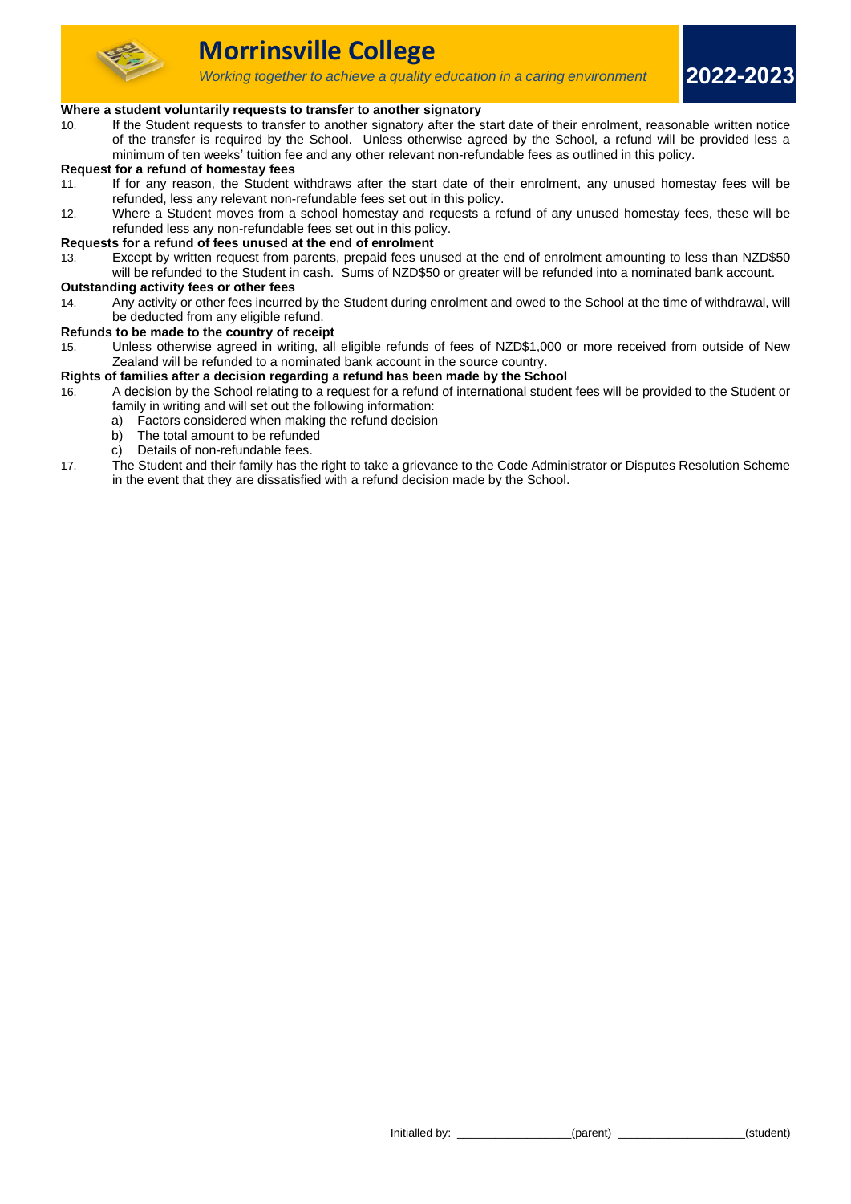**Where a student voluntarily requests to transfer to another signatory**

10. If the Student requests to transfer to another signatory after the start date of their enrolment, reasonable written notice of the transfer is required by the School. Unless otherwise agreed by the School, a refund will be provided less a minimum of ten weeks' tuition fee and any other relevant non-refundable fees as outlined in this policy.

**Request for a refund of homestay fees**

11. If for any reason, the Student withdraws after the start date of their enrolment, any unused homestay fees will be refunded, less any relevant non-refundable fees set out in this policy.
12. Where a Student moves from a school homestay and requests a refund of any unused homestay fees, these will be refunded less any non-refundable fees set out in this policy.

**Requests for a refund of fees unused at the end of enrolment**

13. Except by written request from parents, prepaid fees unused at the end of enrolment amounting to less than NZD$50 will be refunded to the Student in cash. Sums of NZD$50 or greater will be refunded into a nominated bank account.

**Outstanding activity fees or other fees**

14. Any activity or other fees incurred by the Student during enrolment and owed to the School at the time of withdrawal, will be deducted from any eligible refund.

**Refunds to be made to the country of receipt**

15. Unless otherwise agreed in writing, all eligible refunds of fees of NZD$1,000 or more received from outside of New Zealand will be refunded to a nominated bank account in the source country.

**Rights of families after a decision regarding a refund has been made by the School**

16. A decision by the School relating to a request for a refund of international student fees will be provided to the Student or family in writing and will set out the following information:
    a) Factors considered when making the refund decision
    b) The total amount to be refunded
    c) Details of non-refundable fees.
17. The Student and their family has the right to take a grievance to the Code Administrator or Disputes Resolution Scheme in the event that they are dissatisfied with a refund decision made by the School.

Initialled by: ________________(parent) ________________(student)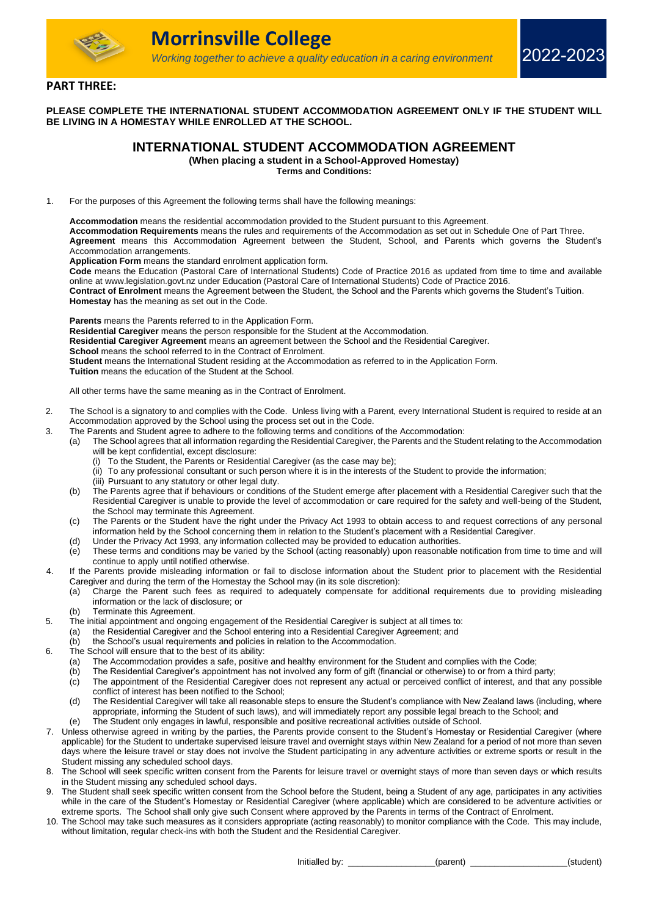# Morrinsville College

*Working together to achieve a quality education in a caring environment*

2022-2023

## PART THREE:

**PLEASE COMPLETE THE INTERNATIONAL STUDENT ACCOMMODATION AGREEMENT ONLY IF THE STUDENT WILL BE LIVING IN A HOMESTAY WHILE ENROLLED AT THE SCHOOL.**

## INTERNATIONAL STUDENT ACCOMMODATION AGREEMENT

**(When placing a student in a School-Approved Homestay)**

**Terms and Conditions:**

1. For the purposes of this Agreement the following terms shall have the following meanings:

   **Accommodation** means the residential accommodation provided to the Student pursuant to this Agreement.
   **Accommodation Requirements** means the rules and requirements of the Accommodation as set out in Schedule One of Part Three.
   **Agreement** means this Accommodation Agreement between the Student, School, and Parents which governs the Student's Accommodation arrangements.
   **Application Form** means the standard enrolment application form.
   **Code** means the Education (Pastoral Care of International Students) Code of Practice 2016 as updated from time to time and available online at www.legislation.govt.nz under Education (Pastoral Care of International Students) Code of Practice 2016.
   **Contract of Enrolment** means the Agreement between the Student, the School and the Parents which governs the Student's Tuition.
   **Homestay** has the meaning as set out in the Code.

   **Parents** means the Parents referred to in the Application Form.
   **Residential Caregiver** means the person responsible for the Student at the Accommodation.
   **Residential Caregiver Agreement** means an agreement between the School and the Residential Caregiver.
   **School** means the school referred to in the Contract of Enrolment.
   **Student** means the International Student residing at the Accommodation as referred to in the Application Form.
   **Tuition** means the education of the Student at the School.

   All other terms have the same meaning as in the Contract of Enrolment.

2. The School is a signatory to and complies with the Code. Unless living with a Parent, every International Student is required to reside at an Accommodation approved by the School using the process set out in the Code.
3. The Parents and Student agree to adhere to the following terms and conditions of the Accommodation:
   (a) The School agrees that all information regarding the Residential Caregiver, the Parents and the Student relating to the Accommodation will be kept confidential, except disclosure:
      (i) To the Student, the Parents or Residential Caregiver (as the case may be);
      (ii) To any professional consultant or such person where it is in the interests of the Student to provide the information;
      (iii) Pursuant to any statutory or other legal duty.
   (b) The Parents agree that if behaviours or conditions of the Student emerge after placement with a Residential Caregiver such that the Residential Caregiver is unable to provide the level of accommodation or care required for the safety and well-being of the Student, the School may terminate this Agreement.
   (c) The Parents or the Student have the right under the Privacy Act 1993 to obtain access to and request corrections of any personal information held by the School concerning them in relation to the Student's placement with a Residential Caregiver.
   (d) Under the Privacy Act 1993, any information collected may be provided to education authorities.
   (e) These terms and conditions may be varied by the School (acting reasonably) upon reasonable notification from time to time and will continue to apply until notified otherwise.
4. If the Parents provide misleading information or fail to disclose information about the Student prior to placement with the Residential Caregiver and during the term of the Homestay the School may (in its sole discretion):
   (a) Charge the Parent such fees as required to adequately compensate for additional requirements due to providing misleading information or the lack of disclosure; or
   (b) Terminate this Agreement.
5. The initial appointment and ongoing engagement of the Residential Caregiver is subject at all times to:
   (a) the Residential Caregiver and the School entering into a Residential Caregiver Agreement; and
   (b) the School's usual requirements and policies in relation to the Accommodation.
6. The School will ensure that to the best of its ability:
   (a) The Accommodation provides a safe, positive and healthy environment for the Student and complies with the Code;
   (b) The Residential Caregiver's appointment has not involved any form of gift (financial or otherwise) to or from a third party;
   (c) The appointment of the Residential Caregiver does not represent any actual or perceived conflict of interest, and that any possible conflict of interest has been notified to the School;
   (d) The Residential Caregiver will take all reasonable steps to ensure the Student's compliance with New Zealand laws (including, where appropriate, informing the Student of such laws), and will immediately report any possible legal breach to the School; and
   (e) The Student only engages in lawful, responsible and positive recreational activities outside of School.
7. Unless otherwise agreed in writing by the parties, the Parents provide consent to the Student's Homestay or Residential Caregiver (where applicable) for the Student to undertake supervised leisure travel and overnight stays within New Zealand for a period of not more than seven days where the leisure travel or stay does not involve the Student participating in any adventure activities or extreme sports or result in the Student missing any scheduled school days.
8. The School will seek specific written consent from the Parents for leisure travel or overnight stays of more than seven days or which results in the Student missing any scheduled school days.
9. The Student shall seek specific written consent from the School before the Student, being a Student of any age, participates in any activities while in the care of the Student's Homestay or Residential Caregiver (where applicable) which are considered to be adventure activities or extreme sports. The School shall only give such Consent where approved by the Parents in terms of the Contract of Enrolment.
10. The School may take such measures as it considers appropriate (acting reasonably) to monitor compliance with the Code. This may include, without limitation, regular check-ins with both the Student and the Residential Caregiver.

Initialled by: _________________(parent) ___________________(student)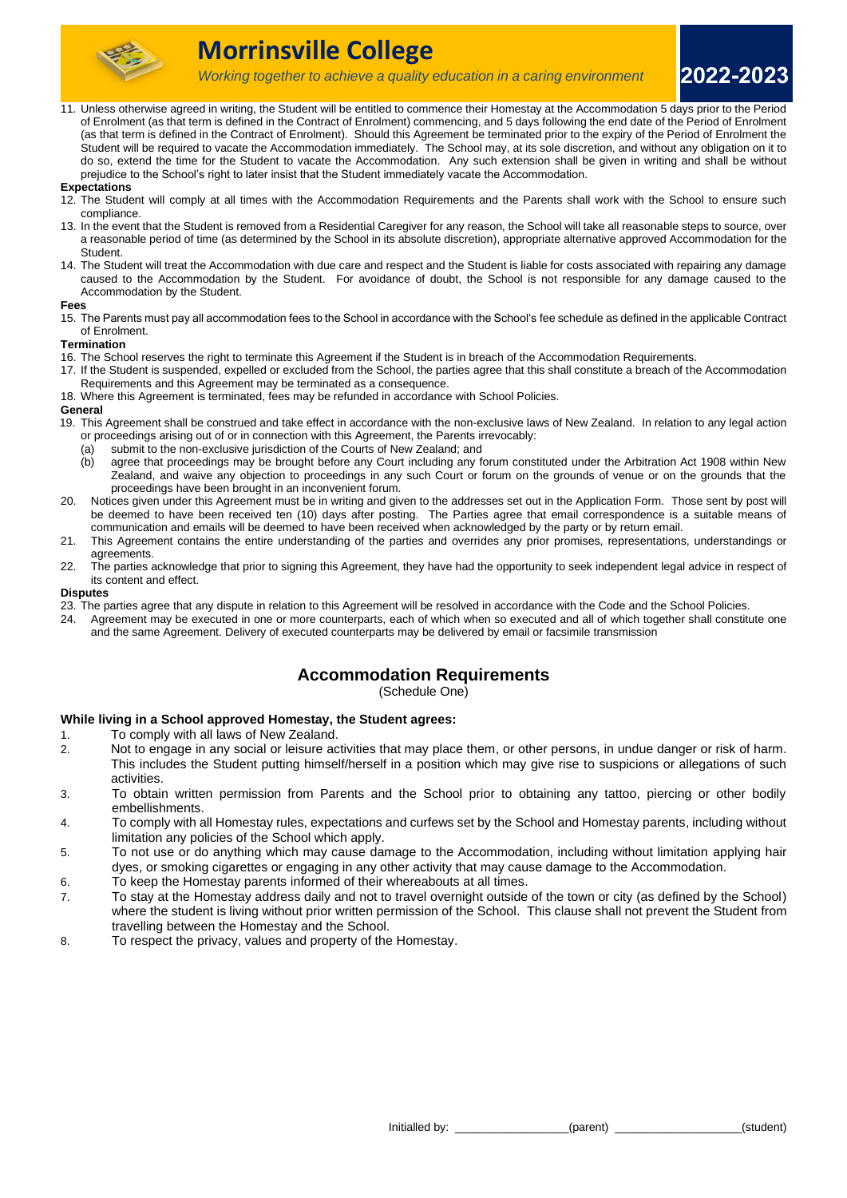11. Unless otherwise agreed in writing, the Student will be entitled to commence their Homestay at the Accommodation 5 days prior to the Period of Enrolment (as that term is defined in the Contract of Enrolment) commencing, and 5 days following the end date of the Period of Enrolment (as that term is defined in the Contract of Enrolment). Should this Agreement be terminated prior to the expiry of the Period of Enrolment the Student will be required to vacate the Accommodation immediately. The School may, at its sole discretion, and without any obligation on it to do so, extend the time for the Student to vacate the Accommodation. Any such extension shall be given in writing and shall be without prejudice to the School's right to later insist that the Student immediately vacate the Accommodation.

**Expectations**

12. The Student will comply at all times with the Accommodation Requirements and the Parents shall work with the School to ensure such compliance.
13. In the event that the Student is removed from a Residential Caregiver for any reason, the School will take all reasonable steps to source, over a reasonable period of time (as determined by the School in its absolute discretion), appropriate alternative approved Accommodation for the Student.
14. The Student will treat the Accommodation with due care and respect and the Student is liable for costs associated with repairing any damage caused to the Accommodation by the Student. For avoidance of doubt, the School is not responsible for any damage caused to the Accommodation by the Student.

**Fees**

15. The Parents must pay all accommodation fees to the School in accordance with the School's fee schedule as defined in the applicable Contract of Enrolment.

**Termination**

16. The School reserves the right to terminate this Agreement if the Student is in breach of the Accommodation Requirements.
17. If the Student is suspended, expelled or excluded from the School, the parties agree that this shall constitute a breach of the Accommodation Requirements and this Agreement may be terminated as a consequence.
18. Where this Agreement is terminated, fees may be refunded in accordance with School Policies.

**General**

19. This Agreement shall be construed and take effect in accordance with the non-exclusive laws of New Zealand. In relation to any legal action or proceedings arising out of or in connection with this Agreement, the Parents irrevocably:
    (a) submit to the non-exclusive jurisdiction of the Courts of New Zealand; and
    (b) agree that proceedings may be brought before any Court including any forum constituted under the Arbitration Act 1908 within New Zealand, and waive any objection to proceedings in any such Court or forum on the grounds of venue or on the grounds that the proceedings have been brought in an inconvenient forum.
20. Notices given under this Agreement must be in writing and given to the addresses set out in the Application Form. Those sent by post will be deemed to have been received ten (10) days after posting. The Parties agree that email correspondence is a suitable means of communication and emails will be deemed to have been received when acknowledged by the party or by return email.
21. This Agreement contains the entire understanding of the parties and overrides any prior promises, representations, understandings or agreements.
22. The parties acknowledge that prior to signing this Agreement, they have had the opportunity to seek independent legal advice in respect of its content and effect.

**Disputes**

23. The parties agree that any dispute in relation to this Agreement will be resolved in accordance with the Code and the School Policies.
24. Agreement may be executed in one or more counterparts, each of which when so executed and all of which together shall constitute one and the same Agreement. Delivery of executed counterparts may be delivered by email or facsimile transmission

## Accommodation Requirements

(Schedule One)

**While living in a School approved Homestay, the Student agrees:**

1. To comply with all laws of New Zealand.
2. Not to engage in any social or leisure activities that may place them, or other persons, in undue danger or risk of harm. This includes the Student putting himself/herself in a position which may give rise to suspicions or allegations of such activities.
3. To obtain written permission from Parents and the School prior to obtaining any tattoo, piercing or other bodily embellishments.
4. To comply with all Homestay rules, expectations and curfews set by the School and Homestay parents, including without limitation any policies of the School which apply.
5. To not use or do anything which may cause damage to the Accommodation, including without limitation applying hair dyes, or smoking cigarettes or engaging in any other activity that may cause damage to the Accommodation.
6. To keep the Homestay parents informed of their whereabouts at all times.
7. To stay at the Homestay address daily and not to travel overnight outside of the town or city (as defined by the School) where the student is living without prior written permission of the School. This clause shall not prevent the Student from travelling between the Homestay and the School.
8. To respect the privacy, values and property of the Homestay.

Initialled by: ________________(parent) __________________(student)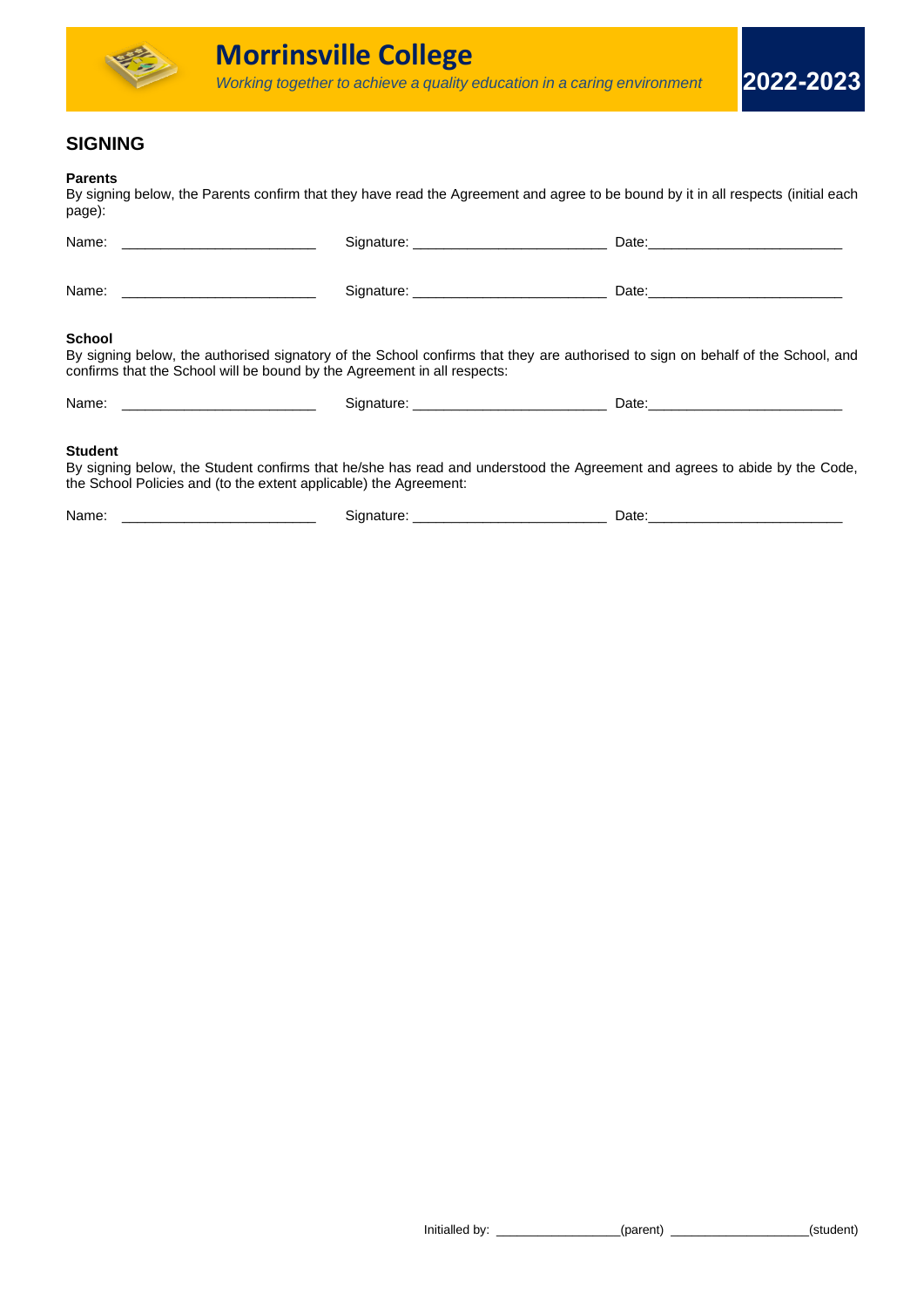## SIGNING

**Parents**
By signing below, the Parents confirm that they have read the Agreement and agree to be bound by it in all respects (initial each page):

Name: ________________________ Signature: ________________________ Date:________________________

Name: ________________________ Signature: ________________________ Date:________________________

**School**
By signing below, the authorised signatory of the School confirms that they are authorised to sign on behalf of the School, and confirms that the School will be bound by the Agreement in all respects:

Name: ________________________ Signature: ________________________ Date:________________________

**Student**
By signing below, the Student confirms that he/she has read and understood the Agreement and agrees to abide by the Code, the School Policies and (to the extent applicable) the Agreement:

Name: ________________________ Signature: ________________________ Date:________________________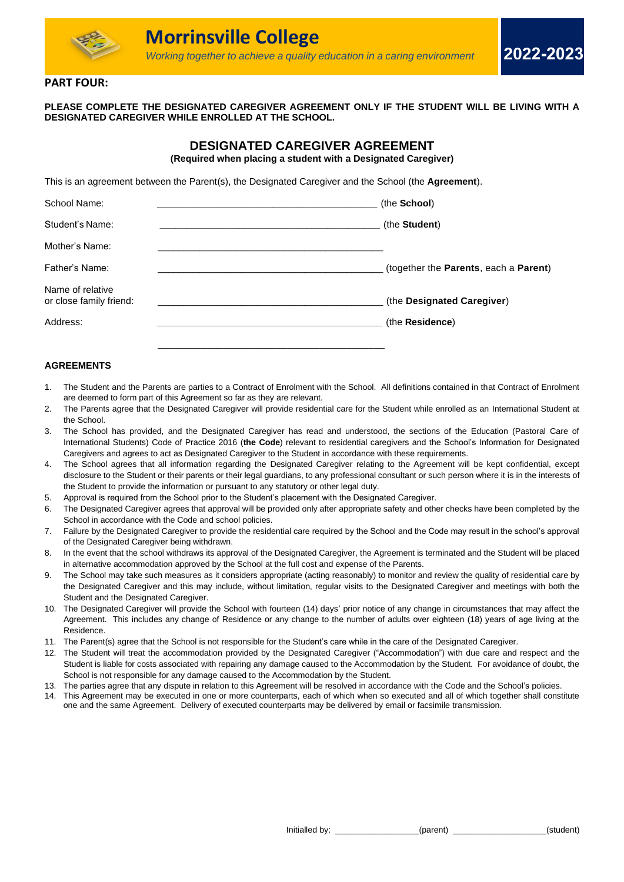**PART FOUR:**

**PLEASE COMPLETE THE DESIGNATED CAREGIVER AGREEMENT ONLY IF THE STUDENT WILL BE LIVING WITH A DESIGNATED CAREGIVER WHILE ENROLLED AT THE SCHOOL.**

## DESIGNATED CAREGIVER AGREEMENT

**(Required when placing a student with a Designated Caregiver)**

This is an agreement between the Parent(s), the Designated Caregiver and the School (the **Agreement**).

School Name: \_\_\_\_\_\_\_\_\_\_\_\_\_\_\_\_\_\_\_\_\_\_\_\_\_\_\_\_\_\_\_\_\_\_\_\_\_\_\_\_ (the **School**)

Student's Name: \_\_\_\_\_\_\_\_\_\_\_\_\_\_\_\_\_\_\_\_\_\_\_\_\_\_\_\_\_\_\_\_\_\_\_\_\_\_\_\_ (the **Student**)

Mother's Name: \_\_\_\_\_\_\_\_\_\_\_\_\_\_\_\_\_\_\_\_\_\_\_\_\_\_\_\_\_\_\_\_\_\_\_\_\_\_\_\_

Father's Name: \_\_\_\_\_\_\_\_\_\_\_\_\_\_\_\_\_\_\_\_\_\_\_\_\_\_\_\_\_\_\_\_\_\_\_\_\_\_\_\_ (together the **Parents**, each a **Parent**)

Name of relative or close family friend: \_\_\_\_\_\_\_\_\_\_\_\_\_\_\_\_\_\_\_\_\_\_\_\_\_\_\_\_\_\_\_\_\_\_\_\_\_\_\_\_ (the **Designated Caregiver**)

Address: \_\_\_\_\_\_\_\_\_\_\_\_\_\_\_\_\_\_\_\_\_\_\_\_\_\_\_\_\_\_\_\_\_\_\_\_\_\_\_\_ (the **Residence**)

\_\_\_\_\_\_\_\_\_\_\_\_\_\_\_\_\_\_\_\_\_\_\_\_\_\_\_\_\_\_\_\_\_\_\_\_\_\_\_\_

### AGREEMENTS

1. The Student and the Parents are parties to a Contract of Enrolment with the School. All definitions contained in that Contract of Enrolment are deemed to form part of this Agreement so far as they are relevant.
2. The Parents agree that the Designated Caregiver will provide residential care for the Student while enrolled as an International Student at the School.
3. The School has provided, and the Designated Caregiver has read and understood, the sections of the Education (Pastoral Care of International Students) Code of Practice 2016 (**the Code**) relevant to residential caregivers and the School's Information for Designated Caregivers and agrees to act as Designated Caregiver to the Student in accordance with these requirements.
4. The School agrees that all information regarding the Designated Caregiver relating to the Agreement will be kept confidential, except disclosure to the Student or their parents or their legal guardians, to any professional consultant or such person where it is in the interests of the Student to provide the information or pursuant to any statutory or other legal duty.
5. Approval is required from the School prior to the Student's placement with the Designated Caregiver.
6. The Designated Caregiver agrees that approval will be provided only after appropriate safety and other checks have been completed by the School in accordance with the Code and school policies.
7. Failure by the Designated Caregiver to provide the residential care required by the School and the Code may result in the school's approval of the Designated Caregiver being withdrawn.
8. In the event that the school withdraws its approval of the Designated Caregiver, the Agreement is terminated and the Student will be placed in alternative accommodation approved by the School at the full cost and expense of the Parents.
9. The School may take such measures as it considers appropriate (acting reasonably) to monitor and review the quality of residential care by the Designated Caregiver and this may include, without limitation, regular visits to the Designated Caregiver and meetings with both the Student and the Designated Caregiver.
10. The Designated Caregiver will provide the School with fourteen (14) days' prior notice of any change in circumstances that may affect the Agreement. This includes any change of Residence or any change to the number of adults over eighteen (18) years of age living at the Residence.
11. The Parent(s) agree that the School is not responsible for the Student's care while in the care of the Designated Caregiver.
12. The Student will treat the accommodation provided by the Designated Caregiver ("Accommodation") with due care and respect and the Student is liable for costs associated with repairing any damage caused to the Accommodation by the Student. For avoidance of doubt, the School is not responsible for any damage caused to the Accommodation by the Student.
13. The parties agree that any dispute in relation to this Agreement will be resolved in accordance with the Code and the School's policies.
14. This Agreement may be executed in one or more counterparts, each of which when so executed and all of which together shall constitute one and the same Agreement. Delivery of executed counterparts may be delivered by email or facsimile transmission.

Initialled by: \_\_\_\_\_\_\_\_\_\_\_\_\_\_\_\_\_\_(parent) \_\_\_\_\_\_\_\_\_\_\_\_\_\_\_\_\_\_\_\_(student)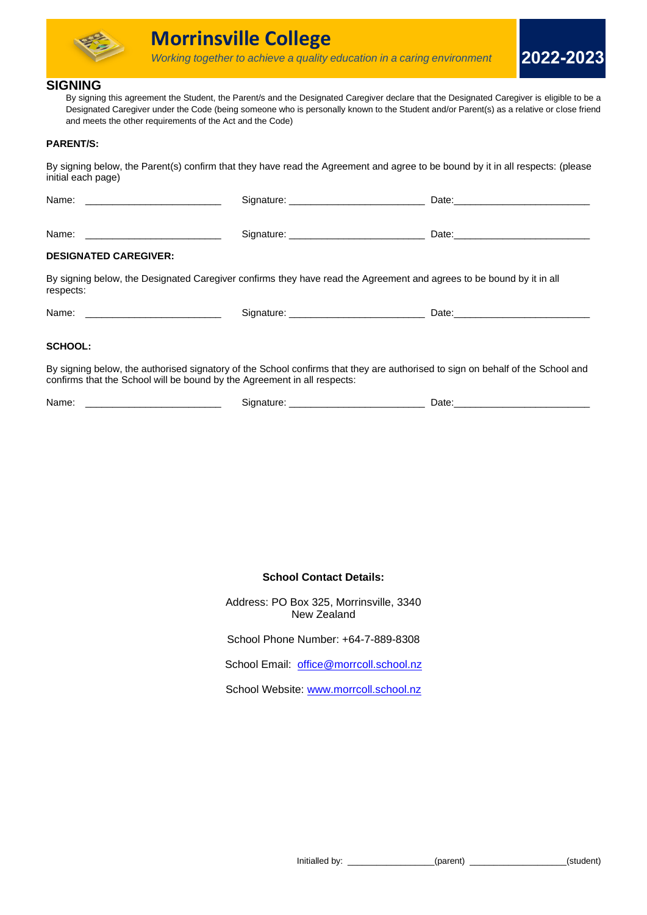## SIGNING

By signing this agreement the Student, the Parent/s and the Designated Caregiver declare that the Designated Caregiver is eligible to be a Designated Caregiver under the Code (being someone who is personally known to the Student and/or Parent(s) as a relative or close friend and meets the other requirements of the Act and the Code)

**PARENT/S:**

By signing below, the Parent(s) confirm that they have read the Agreement and agree to be bound by it in all respects: (please initial each page)

Name: ________________________ Signature: ________________________ Date:________________________

Name: ________________________ Signature: ________________________ Date:________________________

**DESIGNATED CAREGIVER:**

By signing below, the Designated Caregiver confirms they have read the Agreement and agrees to be bound by it in all respects:

Name: ________________________ Signature: ________________________ Date:________________________

**SCHOOL:**

By signing below, the authorised signatory of the School confirms that they are authorised to sign on behalf of the School and confirms that the School will be bound by the Agreement in all respects:

Name: ________________________ Signature: ________________________ Date:________________________

**School Contact Details:**

Address: PO Box 325, Morrinsville, 3340
New Zealand

School Phone Number: +64-7-889-8308

School Email: office@morrcoll.school.nz

School Website: www.morrcoll.school.nz